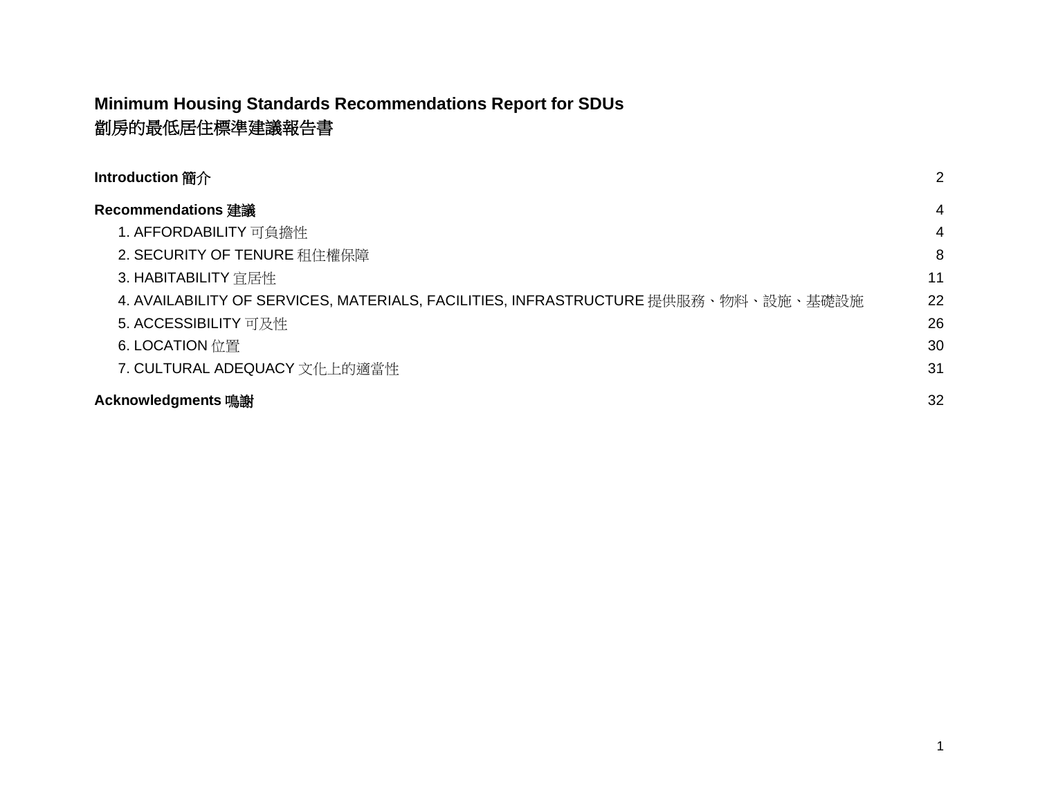# Minimum Housing Standards Recommendations Report for SDUs
# 劏房的最低居住標準建議報告書

**Introduction 簡介** 2

**Recommendations 建議** 4

1. AFFORDABILITY 可負擔性 4
2. SECURITY OF TENURE 租住權保障 8
3. HABITABILITY 宜居性 11
4. AVAILABILITY OF SERVICES, MATERIALS, FACILITIES, INFRASTRUCTURE 提供服務、物料、設施、基礎設施 22
5. ACCESSIBILITY 可及性 26
6. LOCATION 位置 30
7. CULTURAL ADEQUACY 文化上的適當性 31

**Acknowledgments 鳴謝** 32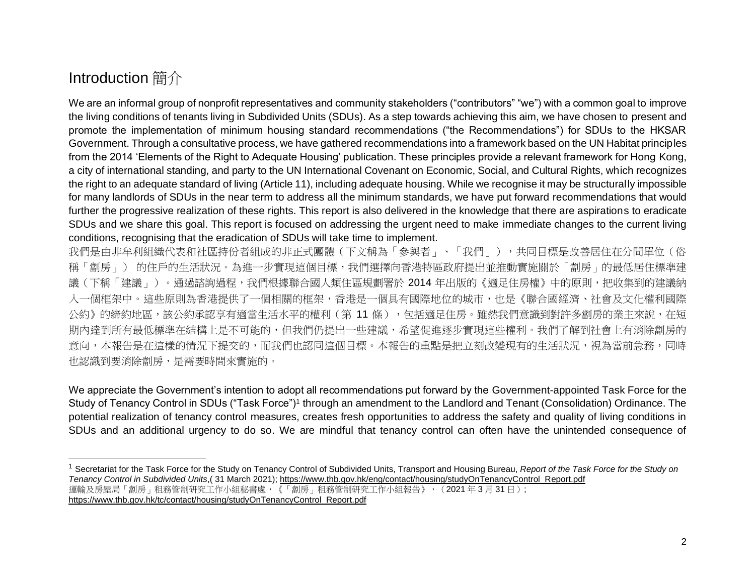## Introduction 簡介

We are an informal group of nonprofit representatives and community stakeholders ("contributors" "we") with a common goal to improve the living conditions of tenants living in Subdivided Units (SDUs). As a step towards achieving this aim, we have chosen to present and promote the implementation of minimum housing standard recommendations ("the Recommendations") for SDUs to the HKSAR Government. Through a consultative process, we have gathered recommendations into a framework based on the UN Habitat principles from the 2014 'Elements of the Right to Adequate Housing' publication. These principles provide a relevant framework for Hong Kong, a city of international standing, and party to the UN International Covenant on Economic, Social, and Cultural Rights, which recognizes the right to an adequate standard of living (Article 11), including adequate housing. While we recognise it may be structurally impossible for many landlords of SDUs in the near term to address all the minimum standards, we have put forward recommendations that would further the progressive realization of these rights. This report is also delivered in the knowledge that there are aspirations to eradicate SDUs and we share this goal. This report is focused on addressing the urgent need to make immediate changes to the current living conditions, recognising that the eradication of SDUs will take time to implement.

我們是由非牟利組織代表和社區持份者組成的非正式團體（下文稱為「參與者」、「我們」），共同目標是改善居住在分間單位（俗稱「劏房」） 的住戶的生活狀況。為進一步實現這個目標，我們選擇向香港特區政府提出並推動實施關於「劏房」的最低居住標準建議（下稱「建議」）。通過諮詢過程，我們根據聯合國人類住區規劃署於 2014 年出版的《適足住房權》中的原則，把收集到的建議納入一個框架中。這些原則為香港提供了一個相關的框架，香港是一個具有國際地位的城市，也是《聯合國經濟、社會及文化權利國際公約》的締約地區，該公約承認享有適當生活水平的權利（第 11 條），包括適足住房。雖然我們意識到對許多劏房的業主來說，在短期內達到所有最低標準在結構上是不可能的，但我們仍提出一些建議，希望促進逐步實現這些權利。我們了解到社會上有消除劏房的意向，本報告是在這樣的情況下提交的，而我們也認同這個目標。本報告的重點是把立刻改變現有的生活狀況，視為當前急務，同時也認識到要消除劏房，是需要時間來實施的。

We appreciate the Government's intention to adopt all recommendations put forward by the Government-appointed Task Force for the Study of Tenancy Control in SDUs ("Task Force")[1] through an amendment to the Landlord and Tenant (Consolidation) Ordinance. The potential realization of tenancy control measures, creates fresh opportunities to address the safety and quality of living conditions in SDUs and an additional urgency to do so. We are mindful that tenancy control can often have the unintended consequence of

---

[1] Secretariat for the Task Force for the Study on Tenancy Control of Subdivided Units, Transport and Housing Bureau, *Report of the Task Force for the Study on Tenancy Control in Subdivided Units*,( 31 March 2021); https://www.thb.gov.hk/eng/contact/housing/studyOnTenancyControl_Report.pdf
運輸及房屋局「劏房」租務管制研究工作小組秘書處，《「劏房」租務管制研究工作小組報告》，（2021 年 3 月 31 日）; https://www.thb.gov.hk/tc/contact/housing/studyOnTenancyControl_Report.pdf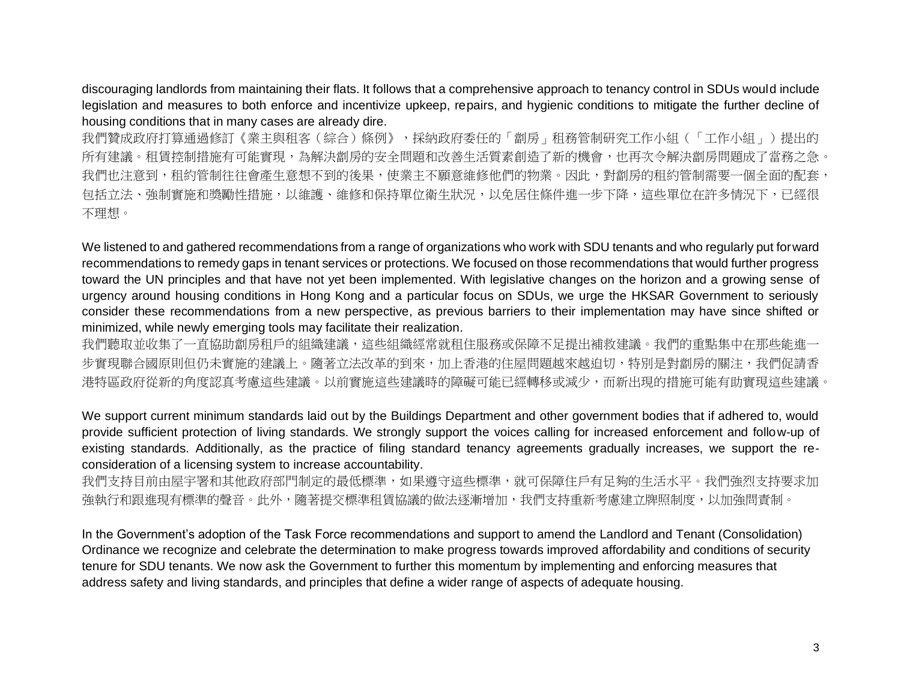discouraging landlords from maintaining their flats. It follows that a comprehensive approach to tenancy control in SDUs would include legislation and measures to both enforce and incentivize upkeep, repairs, and hygienic conditions to mitigate the further decline of housing conditions that in many cases are already dire.

我們贊成政府打算通過修訂《業主與租客（綜合）條例》，採納政府委任的「劏房」租務管制研究工作小組（「工作小組」）提出的所有建議。租賃控制措施有可能實現，為解決劏房的安全問題和改善生活質素創造了新的機會，也再次令解決劏房問題成了當務之急。我們也注意到，租約管制往往會產生意想不到的後果，使業主不願意維修他們的物業。因此，對劏房的租約管制需要一個全面的配套，包括立法、強制實施和獎勵性措施，以維護、維修和保持單位衛生狀況，以免居住條件進一步下降，這些單位在許多情況下，已經很不理想。

We listened to and gathered recommendations from a range of organizations who work with SDU tenants and who regularly put forward recommendations to remedy gaps in tenant services or protections. We focused on those recommendations that would further progress toward the UN principles and that have not yet been implemented. With legislative changes on the horizon and a growing sense of urgency around housing conditions in Hong Kong and a particular focus on SDUs, we urge the HKSAR Government to seriously consider these recommendations from a new perspective, as previous barriers to their implementation may have since shifted or minimized, while newly emerging tools may facilitate their realization.

我們聽取並收集了一直協助劏房租戶的組織建議，這些組織經常就租住服務或保障不足提出補救建議。我們的重點集中在那些能進一步實現聯合國原則但仍未實施的建議上。隨著立法改革的到來，加上香港的住屋問題越來越迫切，特別是對劏房的關注，我們促請香港特區政府從新的角度認真考慮這些建議。以前實施這些建議時的障礙可能已經轉移或減少，而新出現的措施可能有助實現這些建議。

We support current minimum standards laid out by the Buildings Department and other government bodies that if adhered to, would provide sufficient protection of living standards. We strongly support the voices calling for increased enforcement and follow-up of existing standards. Additionally, as the practice of filing standard tenancy agreements gradually increases, we support the re-consideration of a licensing system to increase accountability.

我們支持目前由屋宇署和其他政府部門制定的最低標準，如果遵守這些標準，就可保障住戶有足夠的生活水平。我們強烈支持要求加強執行和跟進現有標準的聲音。此外，隨著提交標準租賃協議的做法逐漸增加，我們支持重新考慮建立牌照制度，以加強問責制。

In the Government's adoption of the Task Force recommendations and support to amend the Landlord and Tenant (Consolidation) Ordinance we recognize and celebrate the determination to make progress towards improved affordability and conditions of security tenure for SDU tenants. We now ask the Government to further this momentum by implementing and enforcing measures that address safety and living standards, and principles that define a wider range of aspects of adequate housing.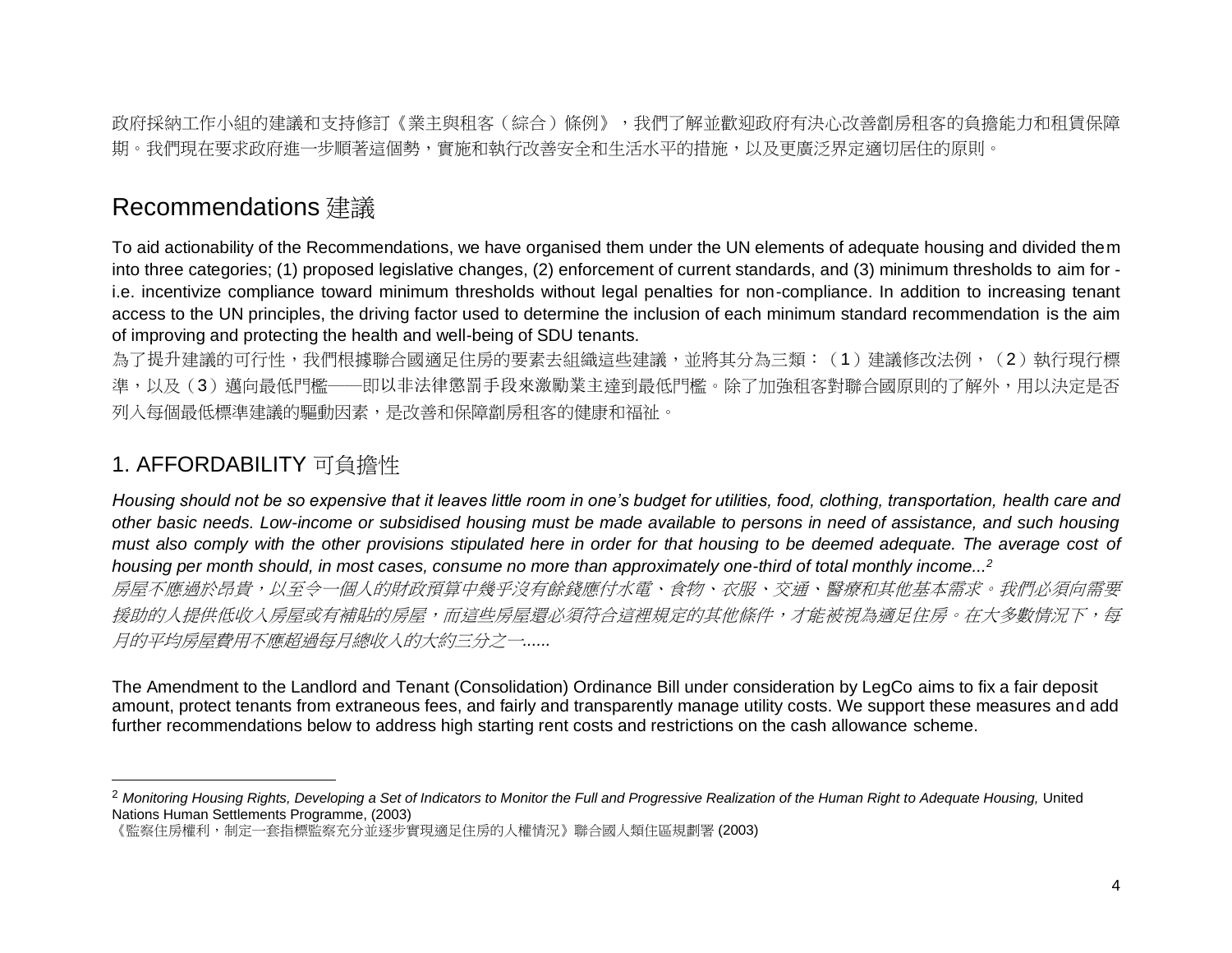政府採納工作小組的建議和支持修訂《業主與租客（綜合）條例》，我們了解並歡迎政府有決心改善劏房租客的負擔能力和租賃保障期。我們現在要求政府進一步順著這個勢，實施和執行改善安全和生活水平的措施，以及更廣泛界定適切居住的原則。

## Recommendations 建議

To aid actionability of the Recommendations, we have organised them under the UN elements of adequate housing and divided them into three categories; (1) proposed legislative changes, (2) enforcement of current standards, and (3) minimum thresholds to aim for - i.e. incentivize compliance toward minimum thresholds without legal penalties for non-compliance. In addition to increasing tenant access to the UN principles, the driving factor used to determine the inclusion of each minimum standard recommendation is the aim of improving and protecting the health and well-being of SDU tenants.

為了提升建議的可行性，我們根據聯合國適足住房的要素去組織這些建議，並將其分為三類：（1）建議修改法例，（2）執行現行標準，以及（3）邁向最低門檻——即以非法律懲罰手段來激勵業主達到最低門檻。除了加強租客對聯合國原則的了解外，用以決定是否列入每個最低標準建議的驅動因素，是改善和保障劏房租客的健康和福祉。

## 1. AFFORDABILITY 可負擔性

*Housing should not be so expensive that it leaves little room in one's budget for utilities, food, clothing, transportation, health care and other basic needs. Low-income or subsidised housing must be made available to persons in need of assistance, and such housing must also comply with the other provisions stipulated here in order for that housing to be deemed adequate. The average cost of housing per month should, in most cases, consume no more than approximately one-third of total monthly income...*[2]

*房屋不應過於昂貴，以至令一個人的財政預算中幾乎沒有餘錢應付水電、食物、衣服、交通、醫療和其他基本需求。我們必須向需要援助的人提供低收入房屋或有補貼的房屋，而這些房屋還必須符合這裡規定的其他條件，才能被視為適足住房。在大多數情況下，每月的平均房屋費用不應超過每月總收入的大約三分之一......*

The Amendment to the Landlord and Tenant (Consolidation) Ordinance Bill under consideration by LegCo aims to fix a fair deposit amount, protect tenants from extraneous fees, and fairly and transparently manage utility costs. We support these measures and add further recommendations below to address high starting rent costs and restrictions on the cash allowance scheme.

---

[2] *Monitoring Housing Rights, Developing a Set of Indicators to Monitor the Full and Progressive Realization of the Human Right to Adequate Housing,* United Nations Human Settlements Programme, (2003)
《監察住房權利，制定一套指標監察充分並逐步實現適足住房的人權情況》聯合國人類住區規劃署 (2003)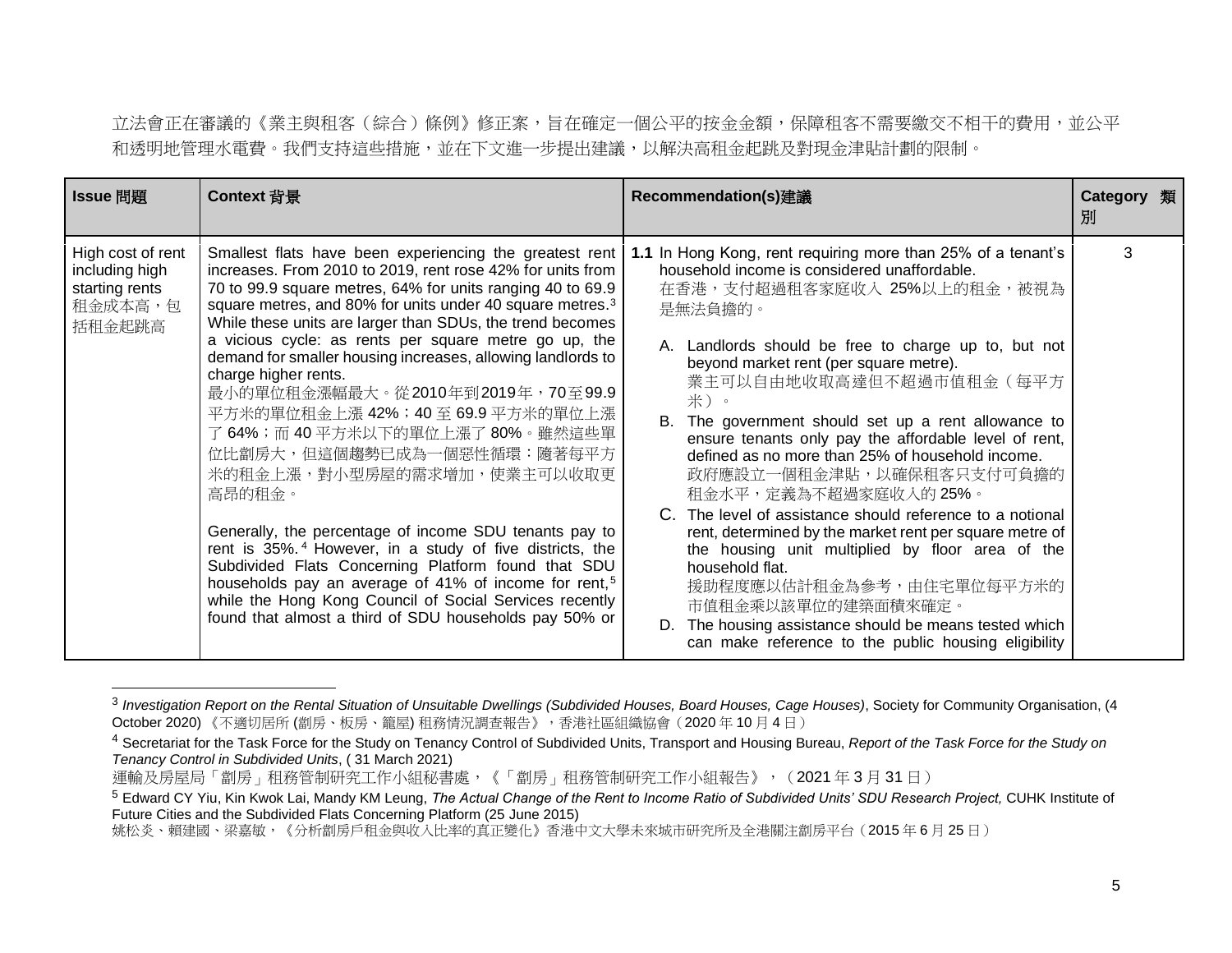立法會正在審議的《業主與租客（綜合）條例》修正案，旨在確定一個公平的按金金額，保障租客不需要繳交不相干的費用，並公平和透明地管理水電費。我們支持這些措施，並在下文進一步提出建議，以解決高租金起跳及對現金津貼計劃的限制。

| Issue 問題 | Context 背景 | Recommendation(s)建議 | Category 類別 |
|---|---|---|---|
| High cost of rent including high starting rents 租金成本高，包括租金起跳高 | Smallest flats have been experiencing the greatest rent increases. From 2010 to 2019, rent rose 42% for units from 70 to 99.9 square metres, 64% for units ranging 40 to 69.9 square metres, and 80% for units under 40 square metres.[3] While these units are larger than SDUs, the trend becomes a vicious cycle: as rents per square metre go up, the demand for smaller housing increases, allowing landlords to charge higher rents.<br>最小的單位租金漲幅最大。從2010年到2019年，70至99.9平方米的單位租金上漲 42%；40 至 69.9 平方米的單位上漲了 64%；而 40 平方米以下的單位上漲了 80%。雖然這些單位比劏房大，但這個趨勢已成為一個惡性循環：隨著每平方米的租金上漲，對小型房屋的需求增加，使業主可以收取更高昂的租金。<br><br>Generally, the percentage of income SDU tenants pay to rent is 35%.[4] However, in a study of five districts, the Subdivided Flats Concerning Platform found that SDU households pay an average of 41% of income for rent,[5] while the Hong Kong Council of Social Services recently found that almost a third of SDU households pay 50% or | **1.1** In Hong Kong, rent requiring more than 25% of a tenant's household income is considered unaffordable.<br>在香港，支付超過租客家庭收入 25%以上的租金，被視為是無法負擔的。<br><br>A. Landlords should be free to charge up to, but not beyond market rent (per square metre).<br>業主可以自由地收取高達但不超過市值租金（每平方米）。<br>B. The government should set up a rent allowance to ensure tenants only pay the affordable level of rent, defined as no more than 25% of household income.<br>政府應設立一個租金津貼，以確保租客只支付可負擔的租金水平，定義為不超過家庭收入的 25%。<br>C. The level of assistance should reference to a notional rent, determined by the market rent per square metre of the housing unit multiplied by floor area of the household flat.<br>援助程度應以估計租金為參考，由住宅單位每平方米的市值租金乘以該單位的建築面積來確定。<br>D. The housing assistance should be means tested which can make reference to the public housing eligibility | 3 |

[3] *Investigation Report on the Rental Situation of Unsuitable Dwellings (Subdivided Houses, Board Houses, Cage Houses)*, Society for Community Organisation, (4 October 2020) 《不適切居所 (劏房、板房、籠屋) 租務情況調查報告》，香港社區組織協會（2020 年 10 月 4 日）

[4] Secretariat for the Task Force for the Study on Tenancy Control of Subdivided Units, Transport and Housing Bureau, *Report of the Task Force for the Study on Tenancy Control in Subdivided Units*, ( 31 March 2021)
運輸及房屋局「劏房」租務管制研究工作小組秘書處，《「劏房」租務管制研究工作小組報告》，（2021 年 3 月 31 日）

[5] Edward CY Yiu, Kin Kwok Lai, Mandy KM Leung, *The Actual Change of the Rent to Income Ratio of Subdivided Units' SDU Research Project,* CUHK Institute of Future Cities and the Subdivided Flats Concerning Platform (25 June 2015)
姚松炎、賴建國、梁嘉敏，《分析劏房戶租金與收入比率的真正變化》香港中文大學未來城市研究所及全港關注劏房平台（2015 年 6 月 25 日）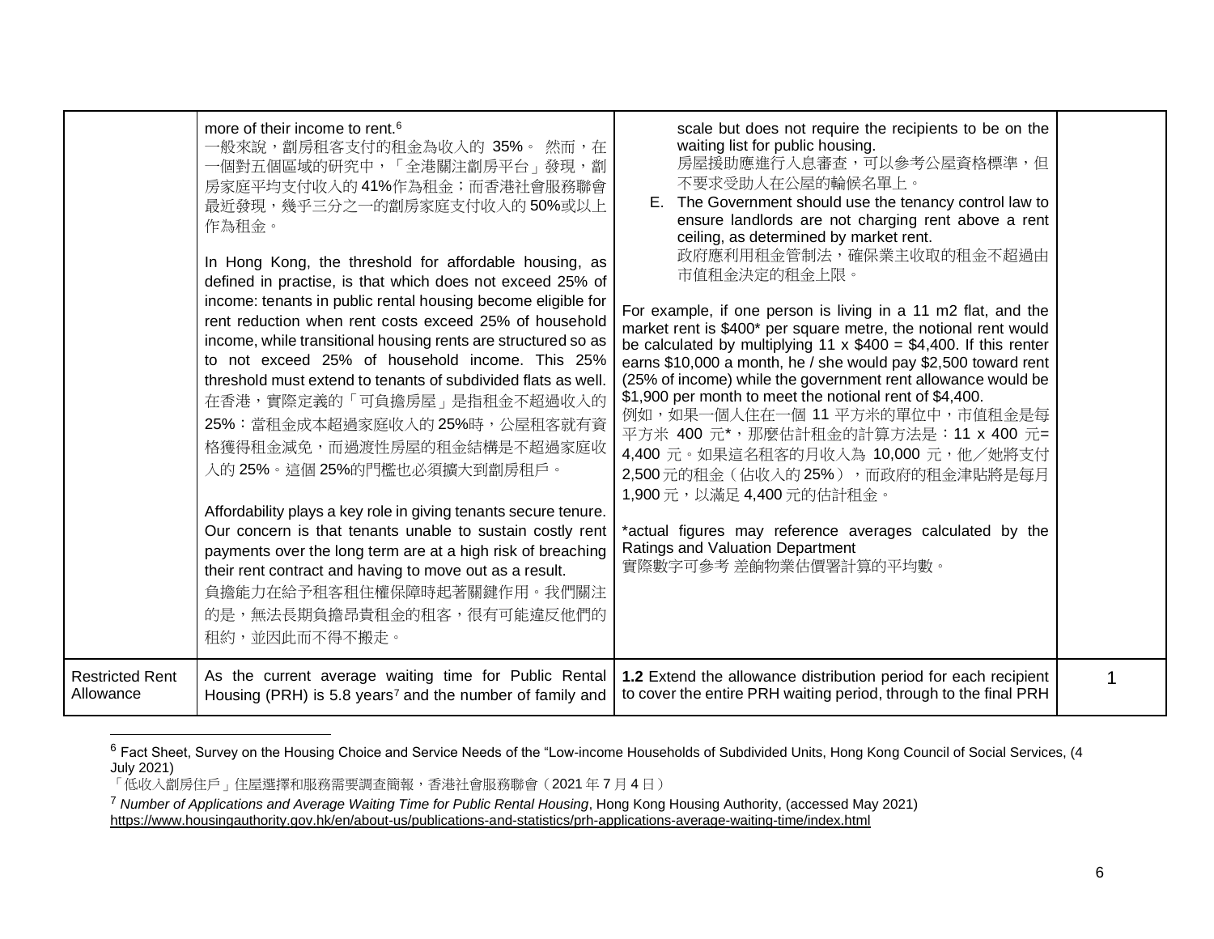|  |  |  |  |
|---|---|---|---|
|  | more of their income to rent.[6]<br>一般來說，劏房租客支付的租金為收入的 35%。 然而，在一個對五個區域的研究中，「全港關注劏房平台」發現，劏房家庭平均支付收入的 41%作為租金；而香港社會服務聯會最近發現，幾乎三分之一的劏房家庭支付收入的 50%或以上作為租金。<br><br>In Hong Kong, the threshold for affordable housing, as defined in practise, is that which does not exceed 25% of income: tenants in public rental housing become eligible for rent reduction when rent costs exceed 25% of household income, while transitional housing rents are structured so as to not exceed 25% of household income. This 25% threshold must extend to tenants of subdivided flats as well.<br>在香港，實際定義的「可負擔房屋」是指租金不超過收入的 25%：當租金成本超過家庭收入的 25%時，公屋租客就有資格獲得租金減免，而過渡性房屋的租金結構是不超過家庭收入的 25%。這個 25%的門檻也必須擴大到劏房租戶。<br><br>Affordability plays a key role in giving tenants secure tenure. Our concern is that tenants unable to sustain costly rent payments over the long term are at a high risk of breaching their rent contract and having to move out as a result.<br>負擔能力在給予租客租住權保障時起著關鍵作用。我們關注的是，無法長期負擔昂貴租金的租客，很有可能違反他們的租約，並因此而不得不搬走。 | scale but does not require the recipients to be on the waiting list for public housing.<br>房屋援助應進行入息審查，可以參考公屋資格標準，但不要求受助人在公屋的輪候名單上。<br>E. The Government should use the tenancy control law to ensure landlords are not charging rent above a rent ceiling, as determined by market rent.<br>政府應利用租金管制法，確保業主收取的租金不超過由市值租金決定的租金上限。<br><br>For example, if one person is living in a 11 m2 flat, and the market rent is $400* per square metre, the notional rent would be calculated by multiplying 11 x $400 = $4,400. If this renter earns $10,000 a month, he / she would pay $2,500 toward rent (25% of income) while the government rent allowance would be $1,900 per month to meet the notional rent of $4,400.<br>例如，如果一個人住在一個 11 平方米的單位中，市值租金是每平方米 400 元*，那麼估計租金的計算方法是：11 x 400 元= 4,400 元。如果這名租客的月收入為 10,000 元，他／她將支付 2,500 元的租金（佔收入的 25%），而政府的租金津貼將是每月 1,900 元，以滿足 4,400 元的估計租金。<br><br>*actual figures may reference averages calculated by the Ratings and Valuation Department<br>實際數字可參考 差餉物業估價署計算的平均數。 |  |
| Restricted Rent Allowance | As the current average waiting time for Public Rental Housing (PRH) is 5.8 years[7] and the number of family and | **1.2** Extend the allowance distribution period for each recipient to cover the entire PRH waiting period, through to the final PRH | 1 |

[6] Fact Sheet, Survey on the Housing Choice and Service Needs of the "Low-income Households of Subdivided Units, Hong Kong Council of Social Services, (4 July 2021)
「低收入劏房住戶」住屋選擇和服務需要調查簡報，香港社會服務聯會（2021 年 7 月 4 日）

[7] *Number of Applications and Average Waiting Time for Public Rental Housing*, Hong Kong Housing Authority, (accessed May 2021)
https://www.housingauthority.gov.hk/en/about-us/publications-and-statistics/prh-applications-average-waiting-time/index.html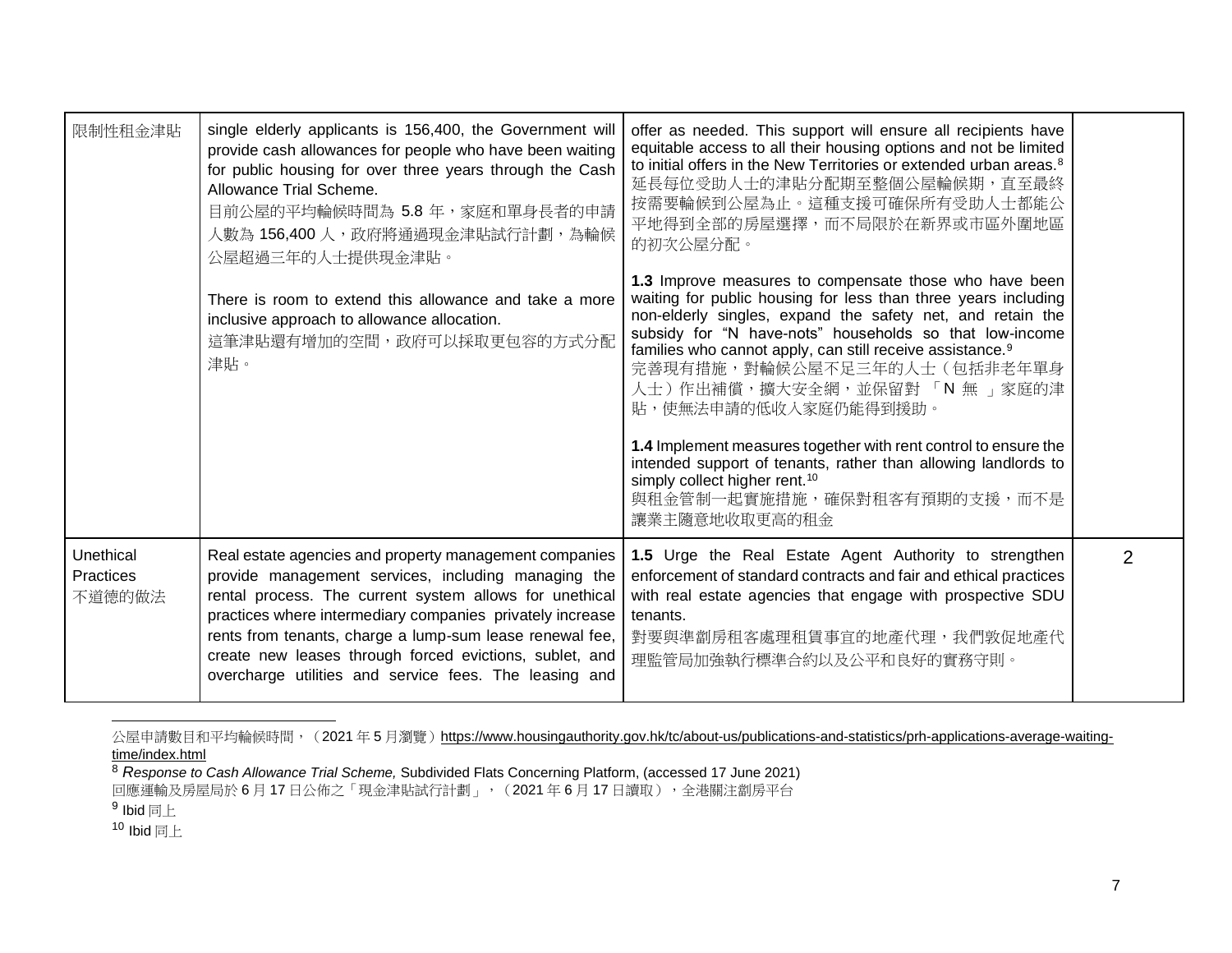| 限制性租金津貼 | single elderly applicants is 156,400, the Government will provide cash allowances for people who have been waiting for public housing for over three years through the Cash Allowance Trial Scheme.<br>目前公屋的平均輪候時間為 5.8 年，家庭和單身長者的申請人數為 156,400 人，政府將通過現金津貼試行計劃，為輪候公屋超過三年的人士提供現金津貼。<br><br>There is room to extend this allowance and take a more inclusive approach to allowance allocation.<br>這筆津貼還有增加的空間，政府可以採取更包容的方式分配津貼。 | offer as needed. This support will ensure all recipients have equitable access to all their housing options and not be limited to initial offers in the New Territories or extended urban areas.[8]<br>延長每位受助人士的津貼分配期至整個公屋輪候期，直至最終按需要輪候到公屋為止。這種支援可確保所有受助人士都能公平地得到全部的房屋選擇，而不局限於在新界或市區外圍地區的初次公屋分配。<br><br>**1.3** Improve measures to compensate those who have been waiting for public housing for less than three years including non-elderly singles, expand the safety net, and retain the subsidy for "N have-nots" households so that low-income families who cannot apply, can still receive assistance.[9]<br>完善現有措施，對輪候公屋不足三年的人士（包括非老年單身人士）作出補償，擴大安全網，並保留對 「N 無 」家庭的津貼，使無法申請的低收入家庭仍能得到援助。<br><br>**1.4** Implement measures together with rent control to ensure the intended support of tenants, rather than allowing landlords to simply collect higher rent.[10]<br>與租金管制一起實施措施，確保對租客有預期的支援，而不是讓業主隨意地收取更高的租金 | |
|---|---|---|---|
| Unethical Practices<br>不道德的做法 | Real estate agencies and property management companies provide management services, including managing the rental process. The current system allows for unethical practices where intermediary companies privately increase rents from tenants, charge a lump-sum lease renewal fee, create new leases through forced evictions, sublet, and overcharge utilities and service fees. The leasing and | **1.5** Urge the Real Estate Agent Authority to strengthen enforcement of standard contracts and fair and ethical practices with real estate agencies that engage with prospective SDU tenants.<br>對要與準劏房租客處理租賃事宜的地產代理，我們敦促地產代理監管局加強執行標準合約以及公平和良好的實務守則。 | 2 |

公屋申請數目和平均輪候時間，（2021 年 5 月瀏覽）https://www.housingauthority.gov.hk/tc/about-us/publications-and-statistics/prh-applications-average-waiting-time/index.html

[8] *Response to Cash Allowance Trial Scheme,* Subdivided Flats Concerning Platform, (accessed 17 June 2021)
回應運輸及房屋局於 6 月 17 日公佈之「現金津貼試行計劃」，（2021 年 6 月 17 日讀取），全港關注劏房平台

[9] Ibid 同上

[10] Ibid 同上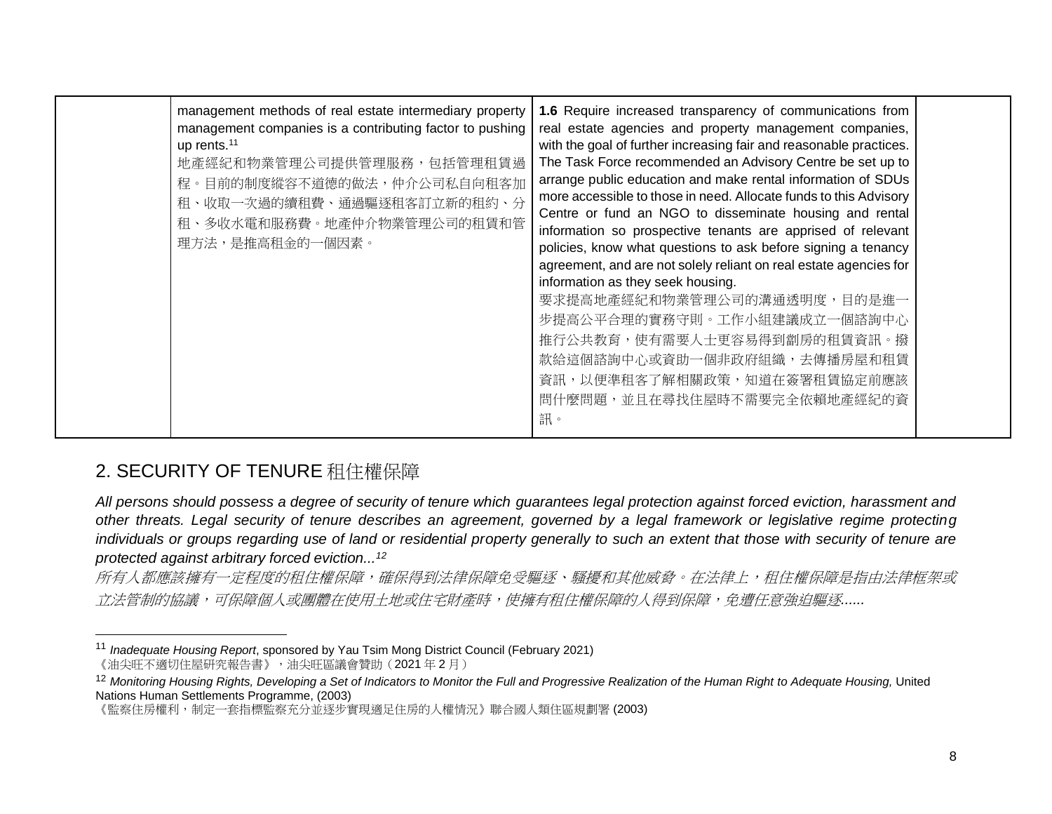| | | | |
|---|---|---|---|
| | management methods of real estate intermediary property management companies is a contributing factor to pushing up rents.[11]<br>地產經紀和物業管理公司提供管理服務，包括管理租賃過程。目前的制度縱容不道德的做法，仲介公司私自向租客加租、收取一次過的續租費、通過驅逐租客訂立新的租約、分租、多收水電和服務費。地產仲介物業管理公司的租賃和管理方法，是推高租金的一個因素。 | **1.6** Require increased transparency of communications from real estate agencies and property management companies, with the goal of further increasing fair and reasonable practices. The Task Force recommended an Advisory Centre be set up to arrange public education and make rental information of SDUs more accessible to those in need. Allocate funds to this Advisory Centre or fund an NGO to disseminate housing and rental information so prospective tenants are apprised of relevant policies, know what questions to ask before signing a tenancy agreement, and are not solely reliant on real estate agencies for information as they seek housing.<br>要求提高地產經紀和物業管理公司的溝通透明度，目的是進一步提高公平合理的實務守則。工作小組建議成立一個諮詢中心推行公共教育，使有需要人士更容易得到劏房的租賃資訊。撥款給這個諮詢中心或資助一個非政府組織，去傳播房屋和租賃資訊，以便準租客了解相關政策，知道在簽署租賃協定前應該問什麼問題，並且在尋找住屋時不需要完全依賴地產經紀的資訊。 | |

## 2. SECURITY OF TENURE 租住權保障

*All persons should possess a degree of security of tenure which guarantees legal protection against forced eviction, harassment and other threats. Legal security of tenure describes an agreement, governed by a legal framework or legislative regime protecting individuals or groups regarding use of land or residential property generally to such an extent that those with security of tenure are protected against arbitrary forced eviction...[12]*

*所有人都應該擁有一定程度的租住權保障，確保得到法律保障免受驅逐、騷擾和其他威脅。在法律上，租住權保障是指由法律框架或立法管制的協議，可保障個人或團體在使用土地或住宅財產時，使擁有租住權保障的人得到保障，免遭任意強迫驅逐......*

---

[11] *Inadequate Housing Report*, sponsored by Yau Tsim Mong District Council (February 2021)
《油尖旺不適切住屋研究報告書》，油尖旺區議會贊助（2021 年 2 月）

[12] *Monitoring Housing Rights, Developing a Set of Indicators to Monitor the Full and Progressive Realization of the Human Right to Adequate Housing,* United Nations Human Settlements Programme, (2003)
《監察住房權利，制定一套指標監察充分並逐步實現適足住房的人權情況》聯合國人類住區規劃署 (2003)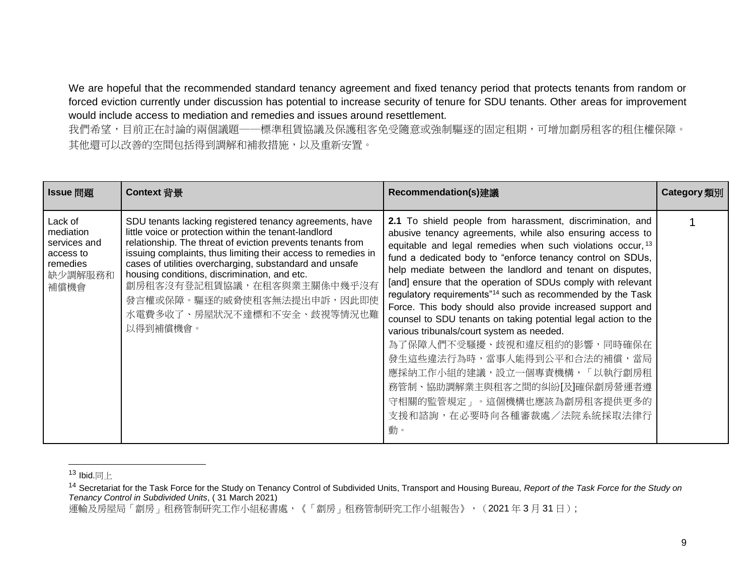We are hopeful that the recommended standard tenancy agreement and fixed tenancy period that protects tenants from random or forced eviction currently under discussion has potential to increase security of tenure for SDU tenants. Other areas for improvement would include access to mediation and remedies and issues around resettlement.

我們希望，目前正在討論的兩個議題——標準租賃協議及保護租客免受隨意或強制驅逐的固定租期，可增加劏房租客的租住權保障。其他還可以改善的空間包括得到調解和補救措施，以及重新安置。

| Issue 問題 | Context 背景 | Recommendation(s)建議 | Category 類別 |
| --- | --- | --- | --- |
| Lack of mediation services and access to remedies 缺少調解服務和補償機會 | SDU tenants lacking registered tenancy agreements, have little voice or protection within the tenant-landlord relationship. The threat of eviction prevents tenants from issuing complaints, thus limiting their access to remedies in cases of utilities overcharging, substandard and unsafe housing conditions, discrimination, and etc. 劏房租客沒有登記租賃協議，在租客與業主關係中幾乎沒有發言權或保障。驅逐的威脅使租客無法提出申訴，因此即使水電費多收了、房屋狀況不達標和不安全、歧視等情況也難以得到補償機會。 | **2.1** To shield people from harassment, discrimination, and abusive tenancy agreements, while also ensuring access to equitable and legal remedies when such violations occur,[13] fund a dedicated body to "enforce tenancy control on SDUs, help mediate between the landlord and tenant on disputes, [and] ensure that the operation of SDUs comply with relevant regulatory requirements"[14] such as recommended by the Task Force. This body should also provide increased support and counsel to SDU tenants on taking potential legal action to the various tribunals/court system as needed. 為了保障人們不受騷擾、歧視和違反租約的影響，同時確保在發生這些違法行為時，當事人能得到公平和合法的補償，當局應採納工作小組的建議，設立一個專責機構，「以執行劏房租務管制、協助調解業主與租客之間的糾紛[及]確保劏房營運者遵守相關的監管規定」。這個機構也應該為劏房租客提供更多的支援和諮詢，在必要時向各種審裁處／法院系統採取法律行動。 | 1 |

[13] Ibid.同上

[14] Secretariat for the Task Force for the Study on Tenancy Control of Subdivided Units, Transport and Housing Bureau, *Report of the Task Force for the Study on Tenancy Control in Subdivided Units*, ( 31 March 2021)
運輸及房屋局「劏房」租務管制研究工作小組秘書處，《「劏房」租務管制研究工作小組報告》，（2021 年 3 月 31 日）;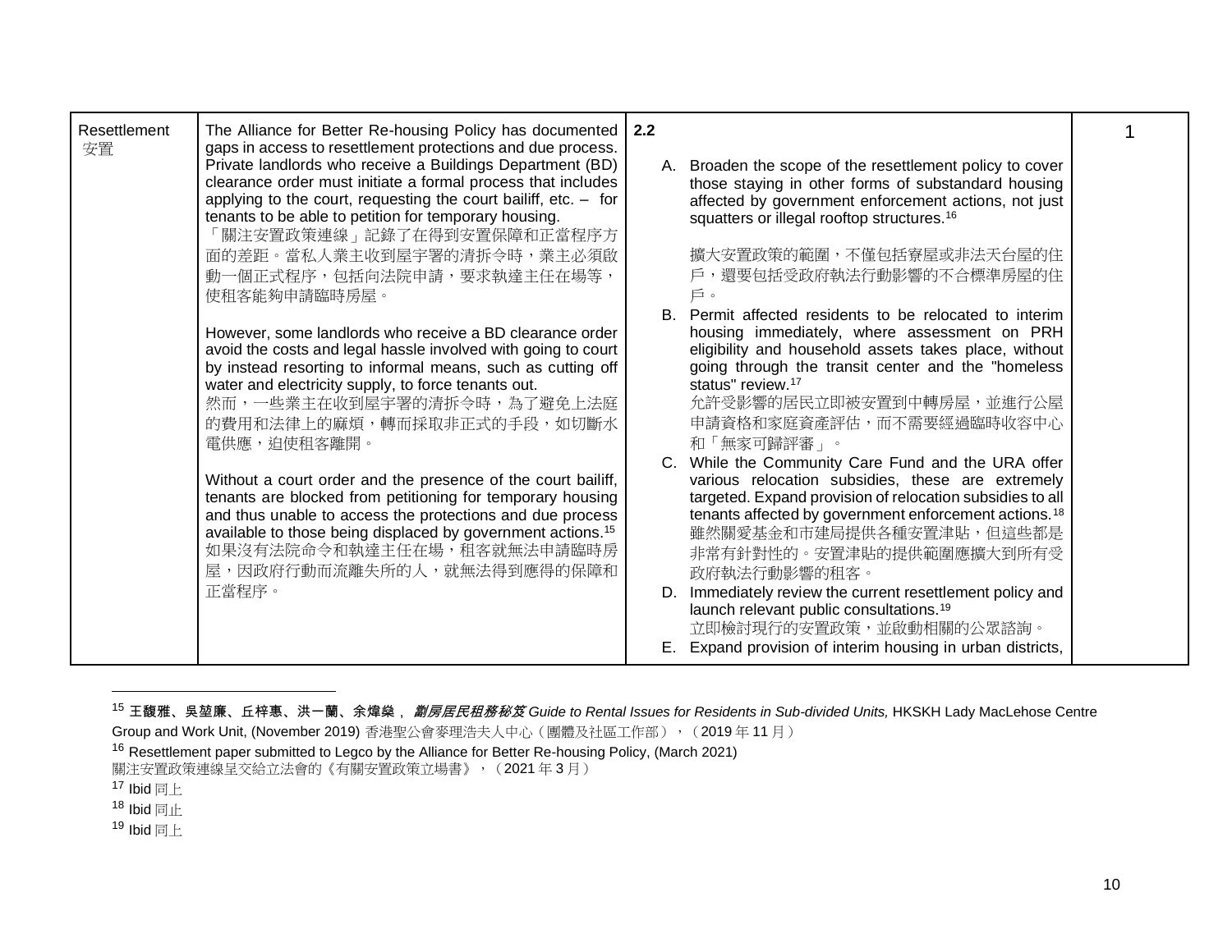| | | | |
|---|---|---|---|
| Resettlement 安置 | The Alliance for Better Re-housing Policy has documented gaps in access to resettlement protections and due process. Private landlords who receive a Buildings Department (BD) clearance order must initiate a formal process that includes applying to the court, requesting the court bailiff, etc. – for tenants to be able to petition for temporary housing.<br>「關注安置政策連線」記錄了在得到安置保障和正當程序方面的差距。當私人業主收到屋宇署的清拆令時，業主必須啟動一個正式程序，包括向法院申請，要求執達主任在場等，使租客能夠申請臨時房屋。<br><br>However, some landlords who receive a BD clearance order avoid the costs and legal hassle involved with going to court by instead resorting to informal means, such as cutting off water and electricity supply, to force tenants out.<br>然而，一些業主在收到屋宇署的清拆令時，為了避免上法庭的費用和法律上的麻煩，轉而採取非正式的手段，如切斷水電供應，迫使租客離開。<br><br>Without a court order and the presence of the court bailiff, tenants are blocked from petitioning for temporary housing and thus unable to access the protections and due process available to those being displaced by government actions.[15]<br>如果沒有法院命令和執達主任在場，租客就無法申請臨時房屋，因政府行動而流離失所的人，就無法得到應得的保障和正當程序。 | **2.2**<br><br>A. Broaden the scope of the resettlement policy to cover those staying in other forms of substandard housing affected by government enforcement actions, not just squatters or illegal rooftop structures.[16]<br><br>擴大安置政策的範圍，不僅包括寮屋或非法天台屋的住戶，還要包括受政府執法行動影響的不合標準房屋的住戶。<br><br>B. Permit affected residents to be relocated to interim housing immediately, where assessment on PRH eligibility and household assets takes place, without going through the transit center and the "homeless status" review.[17]<br>允許受影響的居民立即被安置到中轉房屋，並進行公屋申請資格和家庭資產評估，而不需要經過臨時收容中心和「無家可歸評審」。<br><br>C. While the Community Care Fund and the URA offer various relocation subsidies, these are extremely targeted. Expand provision of relocation subsidies to all tenants affected by government enforcement actions.[18]<br>雖然關愛基金和市建局提供各種安置津貼，但這些都是非常有針對性的。安置津貼的提供範圍應擴大到所有受政府執法行動影響的租客。<br><br>D. Immediately review the current resettlement policy and launch relevant public consultations.[19]<br>立即檢討現行的安置政策，並啟動相關的公眾諮詢。<br><br>E. Expand provision of interim housing in urban districts, | 1 |

[15] **王馥雅、吳堃廉、丘梓惠、洪一蘭、余煒燊**，*劏房居民租務秘笈 Guide to Rental Issues for Residents in Sub-divided Units,* HKSKH Lady MacLehose Centre Group and Work Unit, (November 2019) 香港聖公會麥理浩夫人中心（團體及社區工作部），（2019 年 11 月）

[16] Resettlement paper submitted to Legco by the Alliance for Better Re-housing Policy, (March 2021)
關注安置政策連線呈交給立法會的《有關安置政策立場書》，（2021 年 3 月）

[17] Ibid 同上

[18] Ibid 同上

[19] Ibid 同上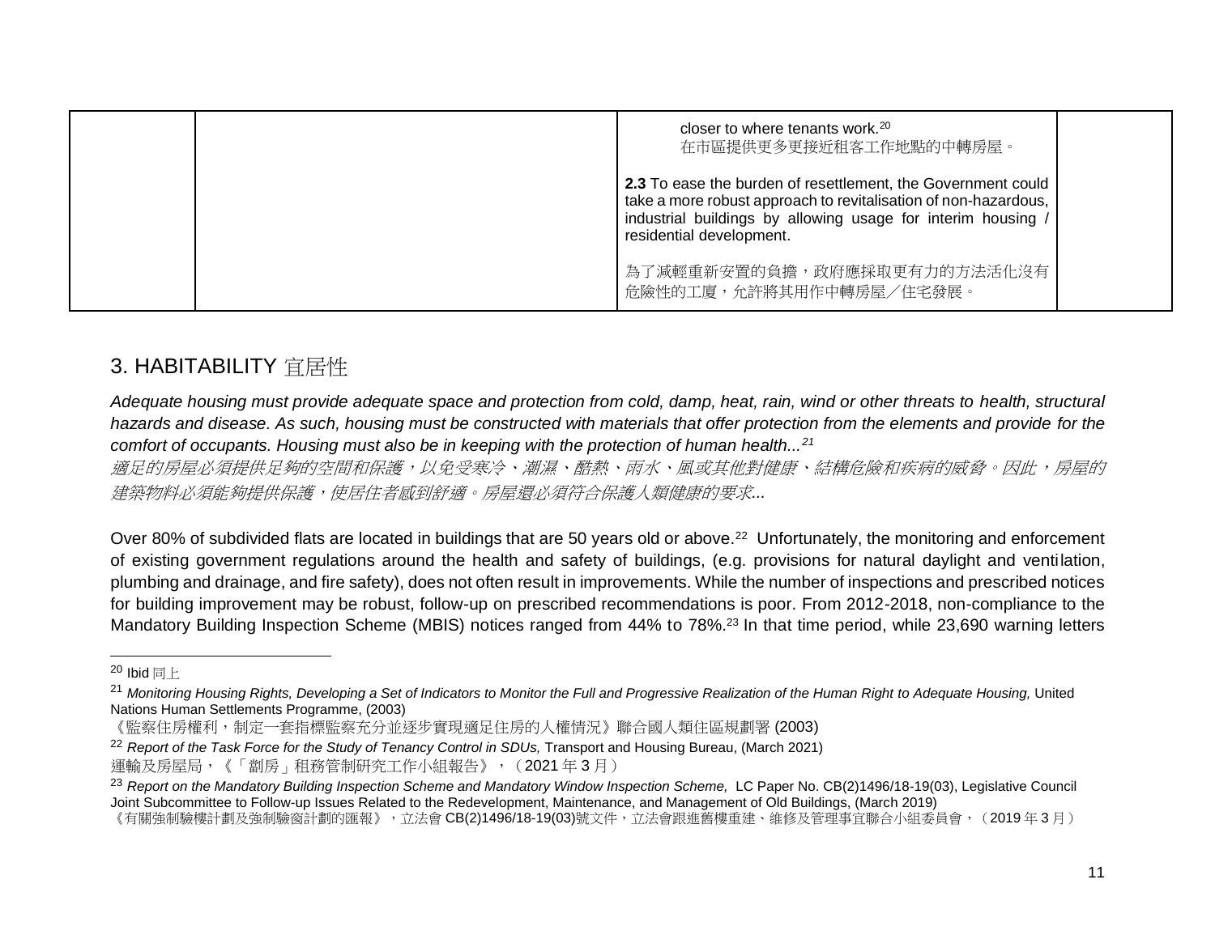| | | closer to where tenants work.[20]<br>在市區提供更多更接近租客工作地點的中轉房屋。<br><br>**2.3** To ease the burden of resettlement, the Government could take a more robust approach to revitalisation of non-hazardous, industrial buildings by allowing usage for interim housing / residential development.<br><br>為了減輕重新安置的負擔，政府應採取更有力的方法活化沒有危險性的工廈，允許將其用作中轉房屋／住宅發展。 | |
|---|---|---|---|

## 3. HABITABILITY 宜居性

*Adequate housing must provide adequate space and protection from cold, damp, heat, rain, wind or other threats to health, structural hazards and disease. As such, housing must be constructed with materials that offer protection from the elements and provide for the comfort of occupants. Housing must also be in keeping with the protection of human health...*[21]
*適足的房屋必須提供足夠的空間和保護，以免受寒冷、潮濕、酷熱、雨水、風或其他對健康、結構危險和疾病的威脅。因此，房屋的建築物料必須能夠提供保護，使居住者感到舒適。房屋還必須符合保護人類健康的要求...*

Over 80% of subdivided flats are located in buildings that are 50 years old or above.[22] Unfortunately, the monitoring and enforcement of existing government regulations around the health and safety of buildings, (e.g. provisions for natural daylight and ventilation, plumbing and drainage, and fire safety), does not often result in improvements. While the number of inspections and prescribed notices for building improvement may be robust, follow-up on prescribed recommendations is poor. From 2012-2018, non-compliance to the Mandatory Building Inspection Scheme (MBIS) notices ranged from 44% to 78%.[23] In that time period, while 23,690 warning letters

---

[20] Ibid 同上

[21] *Monitoring Housing Rights, Developing a Set of Indicators to Monitor the Full and Progressive Realization of the Human Right to Adequate Housing,* United Nations Human Settlements Programme, (2003)
《監察住房權利，制定一套指標監察充分並逐步實現適足住房的人權情況》聯合國人類住區規劃署 (2003)

[22] *Report of the Task Force for the Study of Tenancy Control in SDUs,* Transport and Housing Bureau, (March 2021)
運輸及房屋局，《「劏房」租務管制研究工作小組報告》，（2021 年 3 月）

[23] *Report on the Mandatory Building Inspection Scheme and Mandatory Window Inspection Scheme,* LC Paper No. CB(2)1496/18-19(03), Legislative Council Joint Subcommittee to Follow-up Issues Related to the Redevelopment, Maintenance, and Management of Old Buildings, (March 2019)
《有關強制驗樓計劃及強制驗窗計劃的匯報》，立法會 CB(2)1496/18-19(03)號文件，立法會跟進舊樓重建、維修及管理事宜聯合小組委員會，（2019 年 3 月）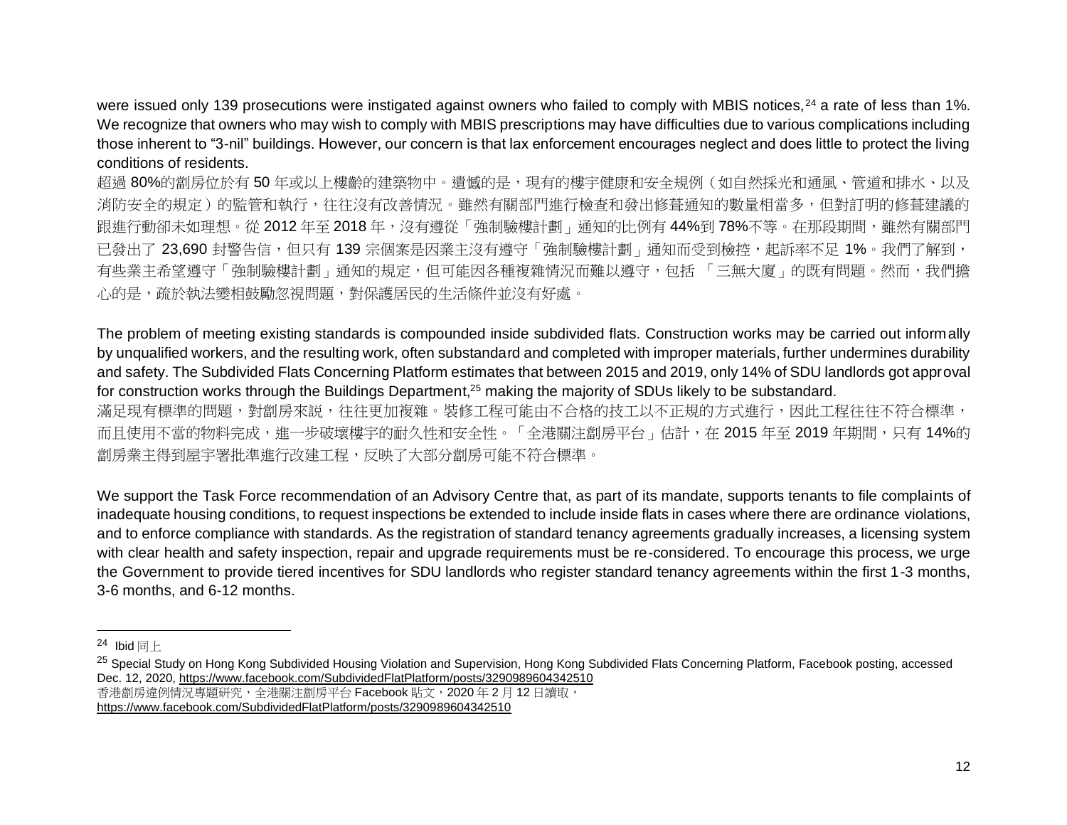were issued only 139 prosecutions were instigated against owners who failed to comply with MBIS notices,[24] a rate of less than 1%. We recognize that owners who may wish to comply with MBIS prescriptions may have difficulties due to various complications including those inherent to "3-nil" buildings. However, our concern is that lax enforcement encourages neglect and does little to protect the living conditions of residents.

超過 80%的劏房位於有 50 年或以上樓齡的建築物中。遺憾的是，現有的樓宇健康和安全規例（如自然採光和通風、管道和排水、以及消防安全的規定）的監管和執行，往往沒有改善情況。雖然有關部門進行檢查和發出修葺通知的數量相當多，但對訂明的修葺建議的跟進行動卻未如理想。從 2012 年至 2018 年，沒有遵從「強制驗樓計劃」通知的比例有 44%到 78%不等。在那段期間，雖然有關部門已發出了 23,690 封警告信，但只有 139 宗個案是因業主沒有遵守「強制驗樓計劃」通知而受到檢控，起訴率不足 1%。我們了解到，有些業主希望遵守「強制驗樓計劃」通知的規定，但可能因各種複雜情況而難以遵守，包括 「三無大廈」的既有問題。然而，我們擔心的是，疏於執法變相鼓勵忽視問題，對保護居民的生活條件並沒有好處。

The problem of meeting existing standards is compounded inside subdivided flats. Construction works may be carried out informally by unqualified workers, and the resulting work, often substandard and completed with improper materials, further undermines durability and safety. The Subdivided Flats Concerning Platform estimates that between 2015 and 2019, only 14% of SDU landlords got approval for construction works through the Buildings Department,[25] making the majority of SDUs likely to be substandard.

滿足現有標準的問題，對劏房來說，往往更加複雜。裝修工程可能由不合格的技工以不正規的方式進行，因此工程往往不符合標準，而且使用不當的物料完成，進一步破壞樓宇的耐久性和安全性。「全港關注劏房平台」估計，在 2015 年至 2019 年期間，只有 14%的劏房業主得到屋宇署批準進行改建工程，反映了大部分劏房可能不符合標準。

We support the Task Force recommendation of an Advisory Centre that, as part of its mandate, supports tenants to file complaints of inadequate housing conditions, to request inspections be extended to include inside flats in cases where there are ordinance violations, and to enforce compliance with standards. As the registration of standard tenancy agreements gradually increases, a licensing system with clear health and safety inspection, repair and upgrade requirements must be re-considered. To encourage this process, we urge the Government to provide tiered incentives for SDU landlords who register standard tenancy agreements within the first 1-3 months, 3-6 months, and 6-12 months.

---

[24] Ibid 同上

[25] Special Study on Hong Kong Subdivided Housing Violation and Supervision, Hong Kong Subdivided Flats Concerning Platform, Facebook posting, accessed Dec. 12, 2020, https://www.facebook.com/SubdividedFlatPlatform/posts/3290989604342510
香港劏房違例情況專題研究，全港關注劏房平台 Facebook 貼文，2020 年 2 月 12 日讀取，
https://www.facebook.com/SubdividedFlatPlatform/posts/3290989604342510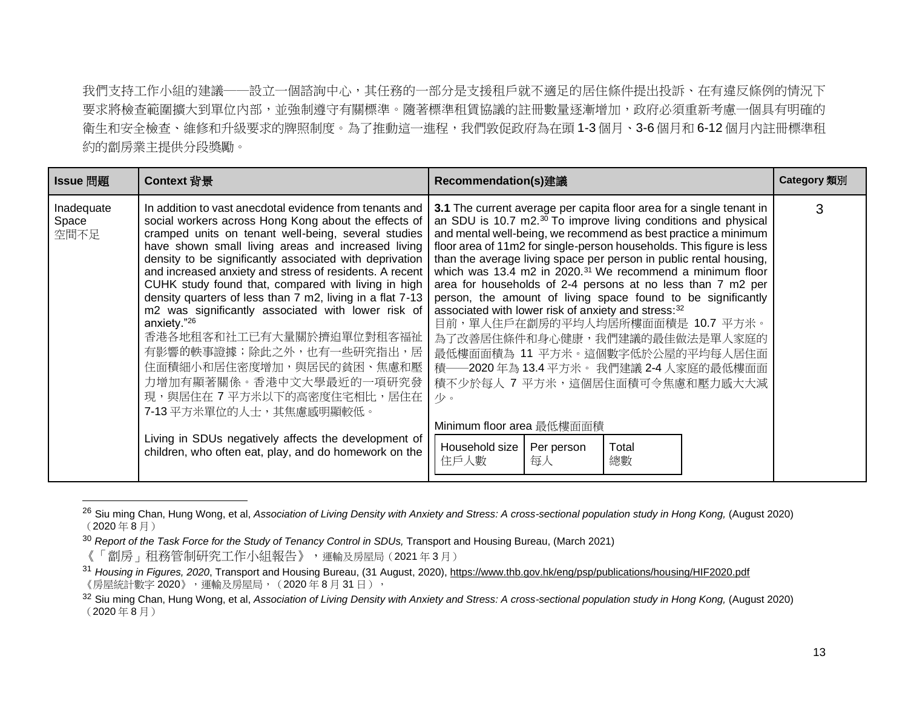我們支持工作小組的建議——設立一個諮詢中心，其任務的一部分是支援租戶就不適足的居住條件提出投訴、在有違反條例的情況下要求將檢查範圍擴大到單位內部，並強制遵守有關標準。隨著標準租賃協議的註冊數量逐漸增加，政府必須重新考慮一個具有明確的衛生和安全檢查、維修和升級要求的牌照制度。為了推動這一進程，我們敦促政府為在頭 1-3 個月、3-6 個月和 6-12 個月內註冊標準租約的劏房業主提供分段獎勵。

| Issue 問題 | Context 背景 | Recommendation(s)建議 | Category 類別 |
|---|---|---|---|
| Inadequate Space 空間不足 | In addition to vast anecdotal evidence from tenants and social workers across Hong Kong about the effects of cramped units on tenant well-being, several studies have shown small living areas and increased living density to be significantly associated with deprivation and increased anxiety and stress of residents. A recent CUHK study found that, compared with living in high density quarters of less than 7 m2, living in a flat 7-13 m2 was significantly associated with lower risk of anxiety."[26]<br>香港各地租客和社工已有大量關於擠迫單位對租客福祉有影響的軼事證據；除此之外，也有一些研究指出，居住面積細小和居住密度增加，與居民的貧困、焦慮和壓力增加有顯著關係。香港中文大學最近的一項研究發現，與居住在 7 平方米以下的高密度住宅相比，居住在 7-13 平方米單位的人士，其焦慮感明顯較低。<br><br>Living in SDUs negatively affects the development of children, who often eat, play, and do homework on the | **3.1** The current average per capita floor area for a single tenant in an SDU is 10.7 m2.[30] To improve living conditions and physical and mental well-being, we recommend as best practice a minimum floor area of 11m2 for single-person households. This figure is less than the average living space per person in public rental housing, which was 13.4 m2 in 2020.[31] We recommend a minimum floor area for households of 2-4 persons at no less than 7 m2 per person, the amount of living space found to be significantly associated with lower risk of anxiety and stress:[32]<br>目前，單人住戶在劏房的平均人均居所樓面面積是 10.7 平方米。為了改善居住條件和身心健康，我們建議的最佳做法是單人家庭的最低樓面面積為 11 平方米。這個數字低於公屋的平均每人居住面積——2020 年為 13.4 平方米。 我們建議 2-4 人家庭的最低樓面面積不少於每人 7 平方米，這個居住面積可令焦慮和壓力感大大減少。<br><br>Minimum floor area 最低樓面面積<br><br>Household size 住戶人數 \| Per person 每人 \| Total 總數 | 3 |

[26] Siu ming Chan, Hung Wong, et al, *Association of Living Density with Anxiety and Stress: A cross-sectional population study in Hong Kong,* (August 2020)（2020 年 8 月）

[30] *Report of the Task Force for the Study of Tenancy Control in SDUs,* Transport and Housing Bureau, (March 2021)
《「劏房」租務管制研究工作小組報告》，運輸及房屋局（2021 年 3 月）

[31] *Housing in Figures, 2020*, Transport and Housing Bureau, (31 August, 2020), https://www.thb.gov.hk/eng/psp/publications/housing/HIF2020.pdf
《房屋統計數字 2020》，運輸及房屋局，（2020 年 8 月 31 日），

[32] Siu ming Chan, Hung Wong, et al, *Association of Living Density with Anxiety and Stress: A cross-sectional population study in Hong Kong,* (August 2020)（2020 年 8 月）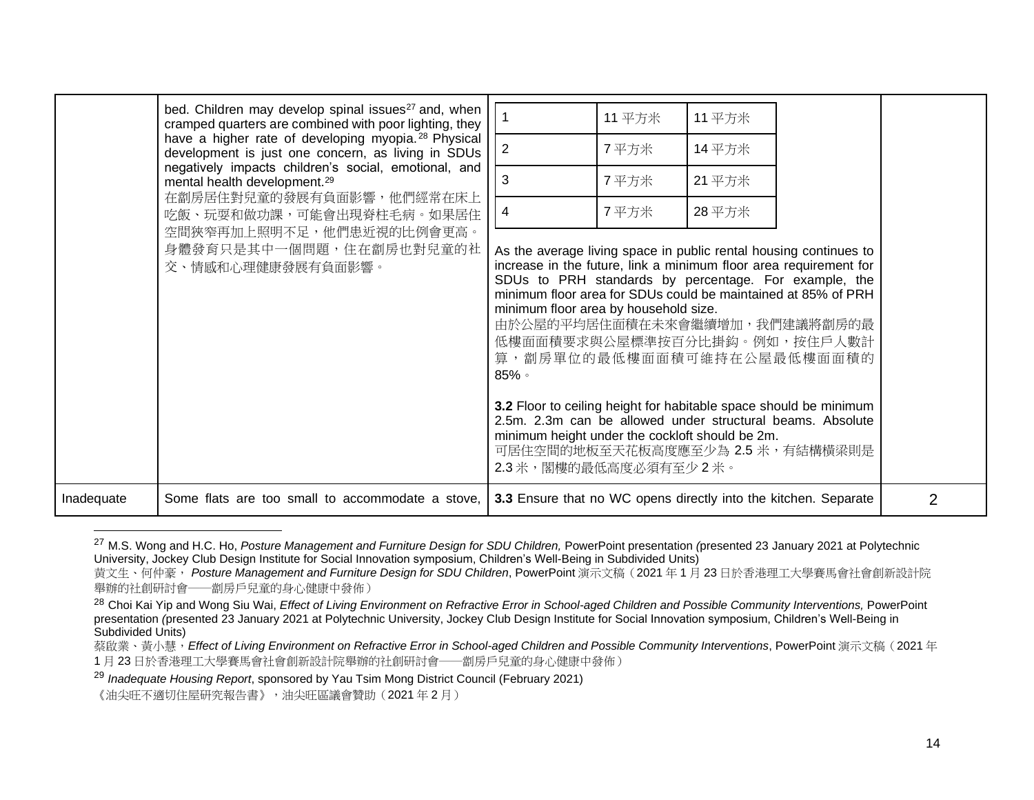| | | | |
|---|---|---|---|
| | bed. Children may develop spinal issues[27] and, when cramped quarters are combined with poor lighting, they have a higher rate of developing myopia.[28] Physical development is just one concern, as living in SDUs negatively impacts children's social, emotional, and mental health development.[29] 在劏房居住對兒童的發展有負面影響，他們經常在床上吃飯、玩耍和做功課，可能會出現脊柱毛病。如果居住空間狹窄再加上照明不足，他們患近視的比例會更高。身體發育只是其中一個問題，住在劏房也對兒童的社交、情感和心理健康發展有負面影響。 | 1 — 11 平方米 — 11 平方米<br>2 — 7 平方米 — 14 平方米<br>3 — 7 平方米 — 21 平方米<br>4 — 7 平方米 — 28 平方米<br><br>As the average living space in public rental housing continues to increase in the future, link a minimum floor area requirement for SDUs to PRH standards by percentage. For example, the minimum floor area for SDUs could be maintained at 85% of PRH minimum floor area by household size.<br>由於公屋的平均居住面積在未來會繼續增加，我們建議將劏房的最低樓面面積要求與公屋標準按百分比掛鈎。例如，按住戶人數計算，劏房單位的最低樓面面積可維持在公屋最低樓面面積的 85%。<br><br>**3.2** Floor to ceiling height for habitable space should be minimum 2.5m. 2.3m can be allowed under structural beams. Absolute minimum height under the cockloft should be 2m.<br>可居住空間的地板至天花板高度應至少為 2.5 米，有結構橫梁則是 2.3 米，閣樓的最低高度必須有至少 2 米。 | |
| Inadequate | Some flats are too small to accommodate a stove, | **3.3** Ensure that no WC opens directly into the kitchen. Separate | 2 |

[27] M.S. Wong and H.C. Ho, *Posture Management and Furniture Design for SDU Children,* PowerPoint presentation (presented 23 January 2021 at Polytechnic University, Jockey Club Design Institute for Social Innovation symposium, Children's Well-Being in Subdivided Units)
黃文生、何仲豪，*Posture Management and Furniture Design for SDU Children*, PowerPoint 演示文稿（2021 年 1 月 23 日於香港理工大學賽馬會社會創新設計院舉辦的社創研討會——劏房戶兒童的身心健康中發佈）

[28] Choi Kai Yip and Wong Siu Wai, *Effect of Living Environment on Refractive Error in School-aged Children and Possible Community Interventions,* PowerPoint presentation (presented 23 January 2021 at Polytechnic University, Jockey Club Design Institute for Social Innovation symposium, Children's Well-Being in Subdivided Units)
蔡啟業、黃小慧，*Effect of Living Environment on Refractive Error in School-aged Children and Possible Community Interventions*, PowerPoint 演示文稿（2021 年 1 月 23 日於香港理工大學賽馬會社會創新設計院舉辦的社創研討會——劏房戶兒童的身心健康中發佈）

[29] *Inadequate Housing Report*, sponsored by Yau Tsim Mong District Council (February 2021)
《油尖旺不適切住屋研究報告書》，油尖旺區議會贊助（2021 年 2 月）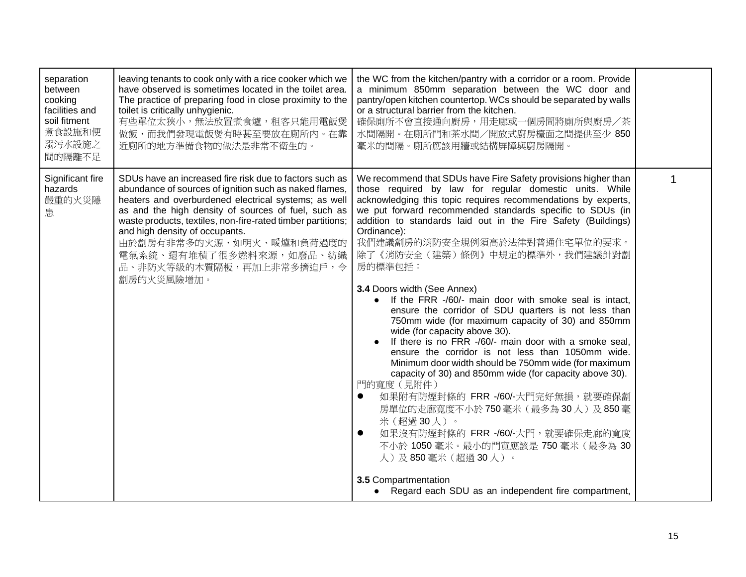| | | | |
|---|---|---|---|
| separation between cooking facilities and soil fitment<br>煮食設施和便溺污水設施之間的隔離不足 | leaving tenants to cook only with a rice cooker which we have observed is sometimes located in the toilet area. The practice of preparing food in close proximity to the toilet is critically unhygienic.<br>有些單位太狹小，無法放置煮食爐，租客只能用電飯煲做飯，而我們發現電飯煲有時甚至要放在廁所內。在靠近廁所的地方準備食物的做法是非常不衛生的。 | the WC from the kitchen/pantry with a corridor or a room. Provide a minimum 850mm separation between the WC door and pantry/open kitchen countertop. WCs should be separated by walls or a structural barrier from the kitchen.<br>確保廁所不會直接通向廚房，用走廊或一個房間將廁所與廚房／茶水間隔開。在廁所門和茶水間／開放式廚房檯面之間提供至少 850 毫米的間隔。廁所應該用牆或結構屏障與廚房隔開。 | |
| Significant fire hazards<br>嚴重的火災隱患 | SDUs have an increased fire risk due to factors such as abundance of sources of ignition such as naked flames, heaters and overburdened electrical systems; as well as and the high density of sources of fuel, such as waste products, textiles, non-fire-rated timber partitions; and high density of occupants.<br>由於劏房有非常多的火源，如明火、暖爐和負荷過度的電氣系統、還有堆積了很多燃料來源，如廢品、紡織品、非防火等級的木質隔板，再加上非常多擠迫戶，令劏房的火災風險增加。 | We recommend that SDUs have Fire Safety provisions higher than those required by law for regular domestic units. While acknowledging this topic requires recommendations by experts, we put forward recommended standards specific to SDUs (in addition to standards laid out in the Fire Safety (Buildings) Ordinance):<br>我們建議劏房的消防安全規例須高於法律對普通住宅單位的要求。除了《消防安全（建築）條例》中規定的標準外，我們建議針對劏房的標準包括：<br><br>**3.4** Doors width (See Annex)<br>● If the FRR -/60/- main door with smoke seal is intact, ensure the corridor of SDU quarters is not less than 750mm wide (for maximum capacity of 30) and 850mm wide (for capacity above 30).<br>● If there is no FRR -/60/- main door with a smoke seal, ensure the corridor is not less than 1050mm wide. Minimum door width should be 750mm wide (for maximum capacity of 30) and 850mm wide (for capacity above 30).<br>門的寬度（見附件）<br>● 如果附有防煙封條的 FRR -/60/-大門完好無損，就要確保劏房單位的走廊寬度不小於 750 毫米（最多為 30 人）及 850 毫米（超過 30 人）。<br>● 如果沒有防煙封條的 FRR -/60/-大門，就要確保走廊的寬度不小於 1050 毫米。最小的門寬應該是 750 毫米（最多為 30 人）及 850 毫米（超過 30 人）。<br><br>**3.5** Compartmentation<br>● Regard each SDU as an independent fire compartment, | 1 |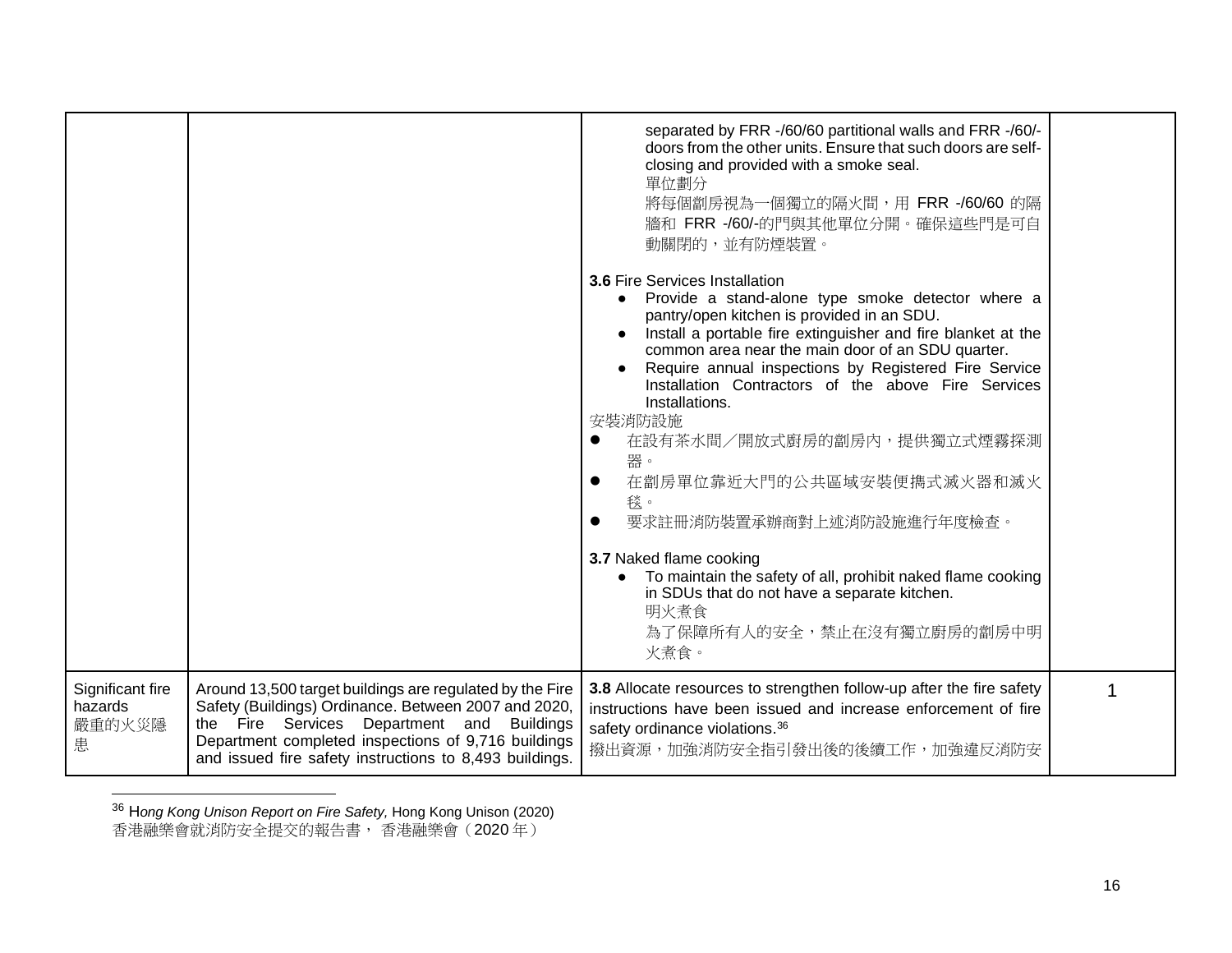| | | | |
|---|---|---|---|
| | | separated by FRR -/60/60 partitional walls and FRR -/60/- doors from the other units. Ensure that such doors are self-closing and provided with a smoke seal.<br>單位劃分<br>將每個劏房視為一個獨立的隔火間，用 FRR -/60/60 的隔牆和 FRR -/60/-的門與其他單位分開。確保這些門是可自動關閉的，並有防煙裝置。<br><br>**3.6** Fire Services Installation<br>● Provide a stand-alone type smoke detector where a pantry/open kitchen is provided in an SDU.<br>● Install a portable fire extinguisher and fire blanket at the common area near the main door of an SDU quarter.<br>● Require annual inspections by Registered Fire Service Installation Contractors of the above Fire Services Installations.<br>安裝消防設施<br>● 在設有茶水間／開放式廚房的劏房內，提供獨立式煙霧探測器。<br>● 在劏房單位靠近大門的公共區域安裝便攜式滅火器和滅火毯。<br>● 要求註冊消防裝置承辦商對上述消防設施進行年度檢查。<br><br>**3.7** Naked flame cooking<br>● To maintain the safety of all, prohibit naked flame cooking in SDUs that do not have a separate kitchen.<br>明火煮食<br>為了保障所有人的安全，禁止在沒有獨立廚房的劏房中明火煮食。 | |
| Significant fire hazards<br>嚴重的火災隱患 | Around 13,500 target buildings are regulated by the Fire Safety (Buildings) Ordinance. Between 2007 and 2020, the Fire Services Department and Buildings Department completed inspections of 9,716 buildings and issued fire safety instructions to 8,493 buildings. | **3.8** Allocate resources to strengthen follow-up after the fire safety instructions have been issued and increase enforcement of fire safety ordinance violations.[36]<br>撥出資源，加強消防安全指引發出後的後續工作，加強違反消防安 | 1 |

[36] H*ong Kong Unison Report on Fire Safety,* Hong Kong Unison (2020)
香港融樂會就消防安全提交的報告書， 香港融樂會（2020 年）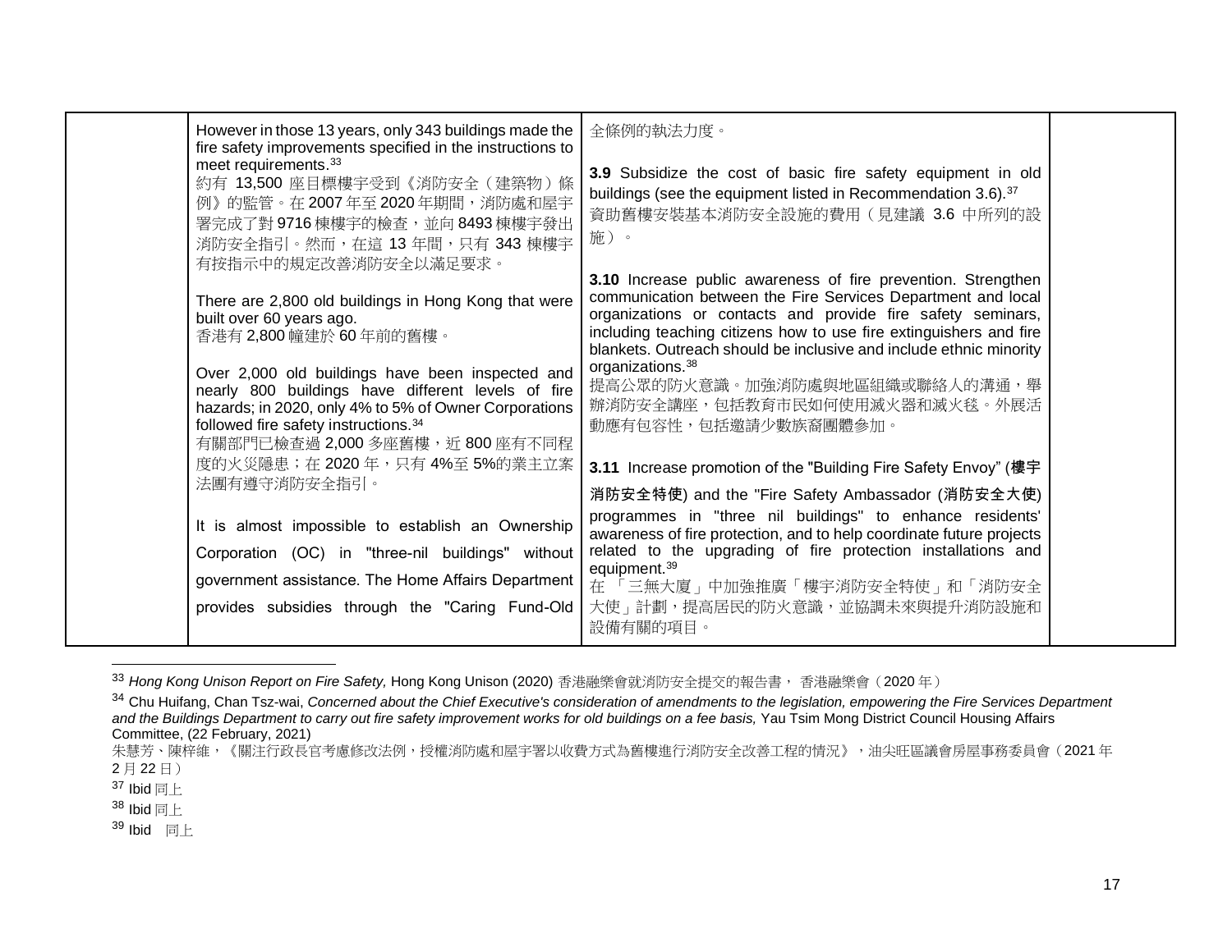| | | | |
|---|---|---|---|
| | However in those 13 years, only 343 buildings made the fire safety improvements specified in the instructions to meet requirements.[33]<br>約有 13,500 座目標樓宇受到《消防安全（建築物）條例》的監管。在 2007 年至 2020 年期間，消防處和屋宇署完成了對 9716 棟樓宇的檢查，並向 8493 棟樓宇發出消防安全指引。然而，在這 13 年間，只有 343 棟樓宇有按指示中的規定改善消防安全以滿足要求。<br><br>There are 2,800 old buildings in Hong Kong that were built over 60 years ago.<br>香港有 2,800 幢建於 60 年前的舊樓。<br><br>Over 2,000 old buildings have been inspected and nearly 800 buildings have different levels of fire hazards; in 2020, only 4% to 5% of Owner Corporations followed fire safety instructions.[34]<br>有關部門已檢查過 2,000 多座舊樓，近 800 座有不同程度的火災隱患；在 2020 年，只有 4%至 5%的業主立案法團有遵守消防安全指引。<br><br>It is almost impossible to establish an Ownership Corporation (OC) in "three-nil buildings" without government assistance. The Home Affairs Department provides subsidies through the "Caring Fund-Old | 全條例的執法力度。<br><br>**3.9** Subsidize the cost of basic fire safety equipment in old buildings (see the equipment listed in Recommendation 3.6).[37]<br>資助舊樓安裝基本消防安全設施的費用（見建議 3.6 中所列的設施）。<br><br>**3.10** Increase public awareness of fire prevention. Strengthen communication between the Fire Services Department and local organizations or contacts and provide fire safety seminars, including teaching citizens how to use fire extinguishers and fire blankets. Outreach should be inclusive and include ethnic minority organizations.[38]<br>提高公眾的防火意識。加強消防處與地區組織或聯絡人的溝通，舉辦消防安全講座，包括教育市民如何使用滅火器和滅火毯。外展活動應有包容性，包括邀請少數族裔團體參加。<br><br>**3.11** Increase promotion of the "Building Fire Safety Envoy" (**樓宇消防安全特使**) and the "Fire Safety Ambassador (**消防安全大使**) programmes in "three nil buildings" to enhance residents' awareness of fire protection, and to help coordinate future projects related to the upgrading of fire protection installations and equipment.[39]<br>在 「三無大廈」中加強推廣「樓宇消防安全特使」和「消防安全大使」計劃，提高居民的防火意識，並協調未來與提升消防設施和設備有關的項目。 | |

[33] *Hong Kong Unison Report on Fire Safety,* Hong Kong Unison (2020) 香港融樂會就消防安全提交的報告書， 香港融樂會（2020 年）

[34] Chu Huifang, Chan Tsz-wai, *Concerned about the Chief Executive's consideration of amendments to the legislation, empowering the Fire Services Department and the Buildings Department to carry out fire safety improvement works for old buildings on a fee basis,* Yau Tsim Mong District Council Housing Affairs Committee, (22 February, 2021)
朱慧芳、陳梓維，《關注行政長官考慮修改法例，授權消防處和屋宇署以收費方式為舊樓進行消防安全改善工程的情況》，油尖旺區議會房屋事務委員會（2021 年 2 月 22 日）

[37] Ibid 同上

[38] Ibid 同上

[39] Ibid 同上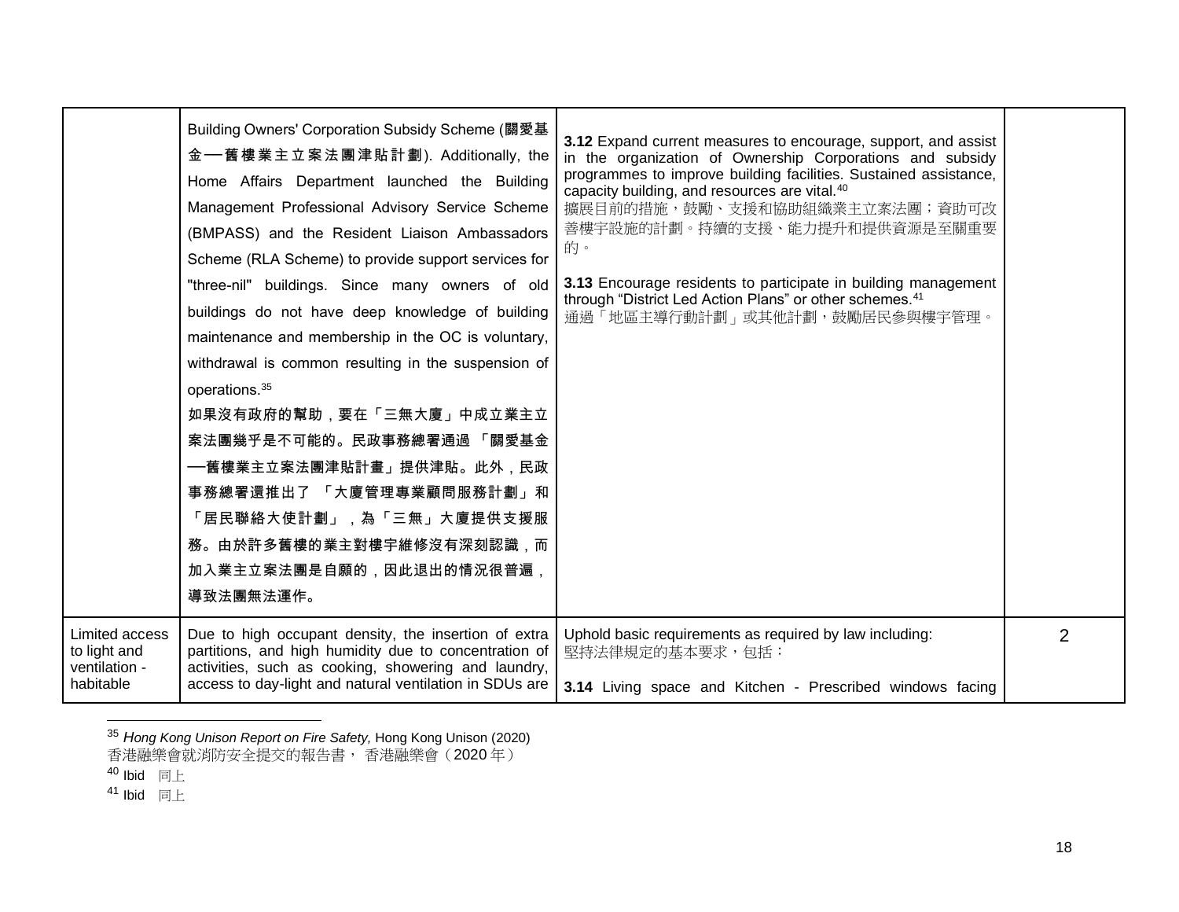| | | | |
|---|---|---|---|
| | Building Owners' Corporation Subsidy Scheme (關愛基金—舊樓業主立案法團津貼計劃). Additionally, the Home Affairs Department launched the Building Management Professional Advisory Service Scheme (BMPASS) and the Resident Liaison Ambassadors Scheme (RLA Scheme) to provide support services for "three-nil" buildings. Since many owners of old buildings do not have deep knowledge of building maintenance and membership in the OC is voluntary, withdrawal is common resulting in the suspension of operations.[35]<br>如果沒有政府的幫助，要在「三無大廈」中成立業主立案法團幾乎是不可能的。民政事務總署通過 「關愛基金—舊樓業主立案法團津貼計畫」提供津貼。此外，民政事務總署還推出了 「大廈管理專業顧問服務計劃」和「居民聯絡大使計劃」，為「三無」大廈提供支援服務。由於許多舊樓的業主對樓宇維修沒有深刻認識，而加入業主立案法團是自願的，因此退出的情況很普遍，導致法團無法運作。 | **3.12** Expand current measures to encourage, support, and assist in the organization of Ownership Corporations and subsidy programmes to improve building facilities. Sustained assistance, capacity building, and resources are vital.[40]<br>擴展目前的措施，鼓勵、支援和協助組織業主立案法團；資助可改善樓宇設施的計劃。持續的支援、能力提升和提供資源是至關重要的。<br><br>**3.13** Encourage residents to participate in building management through "District Led Action Plans" or other schemes.[41]<br>通過「地區主導行動計劃」或其他計劃，鼓勵居民參與樓宇管理。 | |
| Limited access to light and ventilation - habitable | Due to high occupant density, the insertion of extra partitions, and high humidity due to concentration of activities, such as cooking, showering and laundry, access to day-light and natural ventilation in SDUs are | Uphold basic requirements as required by law including:<br>堅持法律規定的基本要求，包括：<br><br>**3.14** Living space and Kitchen - Prescribed windows facing | 2 |

[35] *Hong Kong Unison Report on Fire Safety,* Hong Kong Unison (2020)
香港融樂會就消防安全提交的報告書， 香港融樂會（2020 年）

[40] Ibid 同上

[41] Ibid 同上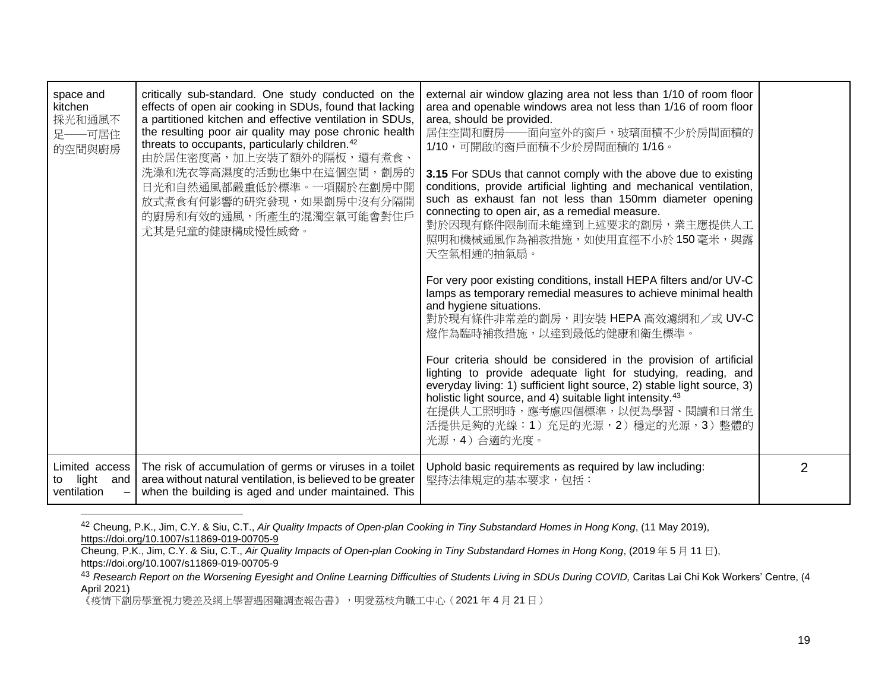| | | | |
|---|---|---|---|
| space and kitchen<br>採光和通風不足——可居住的空間與廚房 | critically sub-standard. One study conducted on the effects of open air cooking in SDUs, found that lacking a partitioned kitchen and effective ventilation in SDUs, the resulting poor air quality may pose chronic health threats to occupants, particularly children.[42]<br>由於居住密度高，加上安裝了額外的隔板，還有煮食、洗澡和洗衣等高濕度的活動也集中在這個空間，劏房的日光和自然通風都嚴重低於標準。一項關於在劏房中開放式煮食有何影響的研究發現，如果劏房中沒有分隔開的廚房和有效的通風，所產生的混濁空氣可能會對住戶尤其是兒童的健康構成慢性威脅。 | external air window glazing area not less than 1/10 of room floor area and openable windows area not less than 1/16 of room floor area, should be provided.<br>居住空間和廚房——面向室外的窗戶，玻璃面積不少於房間面積的 1/10，可開啟的窗戶面積不少於房間面積的 1/16。<br><br>**3.15** For SDUs that cannot comply with the above due to existing conditions, provide artificial lighting and mechanical ventilation, such as exhaust fan not less than 150mm diameter opening connecting to open air, as a remedial measure.<br>對於因現有條件限制而未能達到上述要求的劏房，業主應提供人工照明和機械通風作為補救措施，如使用直徑不小於 150 毫米，與露天空氣相通的抽氣扇。<br><br>For very poor existing conditions, install HEPA filters and/or UV-C lamps as temporary remedial measures to achieve minimal health and hygiene situations.<br>對於現有條件非常差的劏房，則安裝 HEPA 高效濾網和／或 UV-C 燈作為臨時補救措施，以達到最低的健康和衛生標準。<br><br>Four criteria should be considered in the provision of artificial lighting to provide adequate light for studying, reading, and everyday living: 1) sufficient light source, 2) stable light source, 3) holistic light source, and 4) suitable light intensity.[43]<br>在提供人工照明時，應考慮四個標準，以便為學習、閱讀和日常生活提供足夠的光線：1）充足的光源，2）穩定的光源，3）整體的光源，4）合適的光度。 | |
| Limited access to light and ventilation – | The risk of accumulation of germs or viruses in a toilet area without natural ventilation, is believed to be greater when the building is aged and under maintained. This | Uphold basic requirements as required by law including:<br>堅持法律規定的基本要求，包括： | 2 |

[42] Cheung, P.K., Jim, C.Y. & Siu, C.T., *Air Quality Impacts of Open-plan Cooking in Tiny Substandard Homes in Hong Kong*, (11 May 2019), https://doi.org/10.1007/s11869-019-00705-9
Cheung, P.K., Jim, C.Y. & Siu, C.T., *Air Quality Impacts of Open-plan Cooking in Tiny Substandard Homes in Hong Kong*, (2019 年 5 月 11 日), https://doi.org/10.1007/s11869-019-00705-9

[43] *Research Report on the Worsening Eyesight and Online Learning Difficulties of Students Living in SDUs During COVID,* Caritas Lai Chi Kok Workers' Centre, (4 April 2021)
《疫情下劏房學童視力變差及網上學習遇困難調查報告書》，明愛荔枝角職工中心（2021 年 4 月 21 日）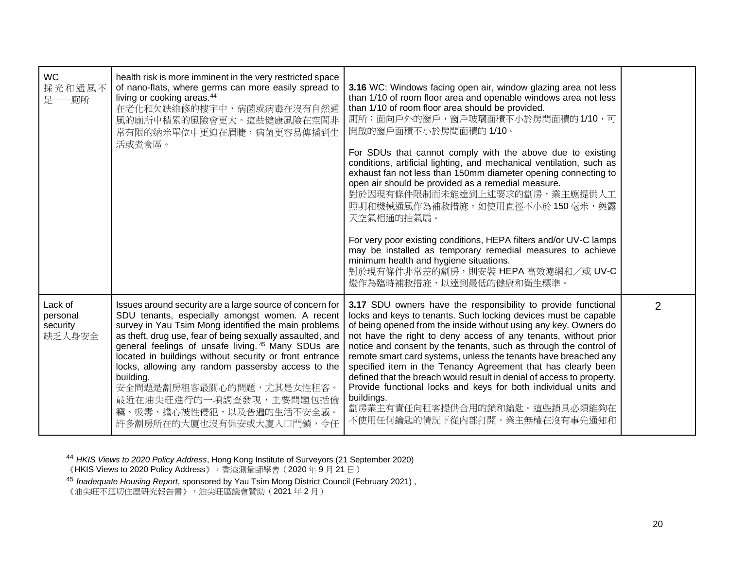| | | | |
|---|---|---|---|
| WC<br>採光和通風不足——廁所 | health risk is more imminent in the very restricted space of nano-flats, where germs can more easily spread to living or cooking areas.[44]<br>在老化和欠缺維修的樓宇中，病菌或病毒在沒有自然通風的廁所中積累的風險會更大。這些健康風險在空間非常有限的納米單位中更迫在眉睫，病菌更容易傳播到生活或煮食區。 | **3.16** WC: Windows facing open air, window glazing area not less than 1/10 of room floor area and openable windows area not less than 1/10 of room floor area should be provided.<br>廁所：面向戶外的窗戶，窗戶玻璃面積不小於房間面積的 1/10，可開啟的窗戶面積不小於房間面積的 1/10。<br><br>For SDUs that cannot comply with the above due to existing conditions, artificial lighting, and mechanical ventilation, such as exhaust fan not less than 150mm diameter opening connecting to open air should be provided as a remedial measure.<br>對於因現有條件限制而未能達到上述要求的劏房，業主應提供人工照明和機械通風作為補救措施，如使用直徑不小於 150 毫米，與露天空氣相通的抽氣扇。<br><br>For very poor existing conditions, HEPA filters and/or UV-C lamps may be installed as temporary remedial measures to achieve minimum health and hygiene situations.<br>對於現有條件非常差的劏房，則安裝 HEPA 高效濾網和／或 UV-C 燈作為臨時補救措施，以達到最低的健康和衛生標準。 | |
| Lack of personal security<br>缺乏人身安全 | Issues around security are a large source of concern for SDU tenants, especially amongst women. A recent survey in Yau Tsim Mong identified the main problems as theft, drug use, fear of being sexually assaulted, and general feelings of unsafe living.[45] Many SDUs are located in buildings without security or front entrance locks, allowing any random passersby access to the building.<br>安全問題是劏房租客最關心的問題，尤其是女性租客。最近在油尖旺進行的一項調查發現，主要問題包括偷竊、吸毒、擔心被性侵犯，以及普遍的生活不安全感。許多劏房所在的大廈也沒有保安或大廈入口門鎖，令任 | **3.17** SDU owners have the responsibility to provide functional locks and keys to tenants. Such locking devices must be capable of being opened from the inside without using any key. Owners do not have the right to deny access of any tenants, without prior notice and consent by the tenants, such as through the control of remote smart card systems, unless the tenants have breached any specified item in the Tenancy Agreement that has clearly been defined that the breach would result in denial of access to property. Provide functional locks and keys for both individual units and buildings.<br>劏房業主有責任向租客提供合用的鎖和鑰匙。這些鎖具必須能夠在不使用任何鑰匙的情況下從內部打開。業主無權在沒有事先通知和 | 2 |

[44] *HKIS Views to 2020 Policy Address*, Hong Kong Institute of Surveyors (21 September 2020)
《HKIS Views to 2020 Policy Address》，香港測量師學會（2020 年 9 月 21 日）

[45] *Inadequate Housing Report*, sponsored by Yau Tsim Mong District Council (February 2021) ,
《油尖旺不適切住屋研究報告書》，油尖旺區議會贊助（2021 年 2 月）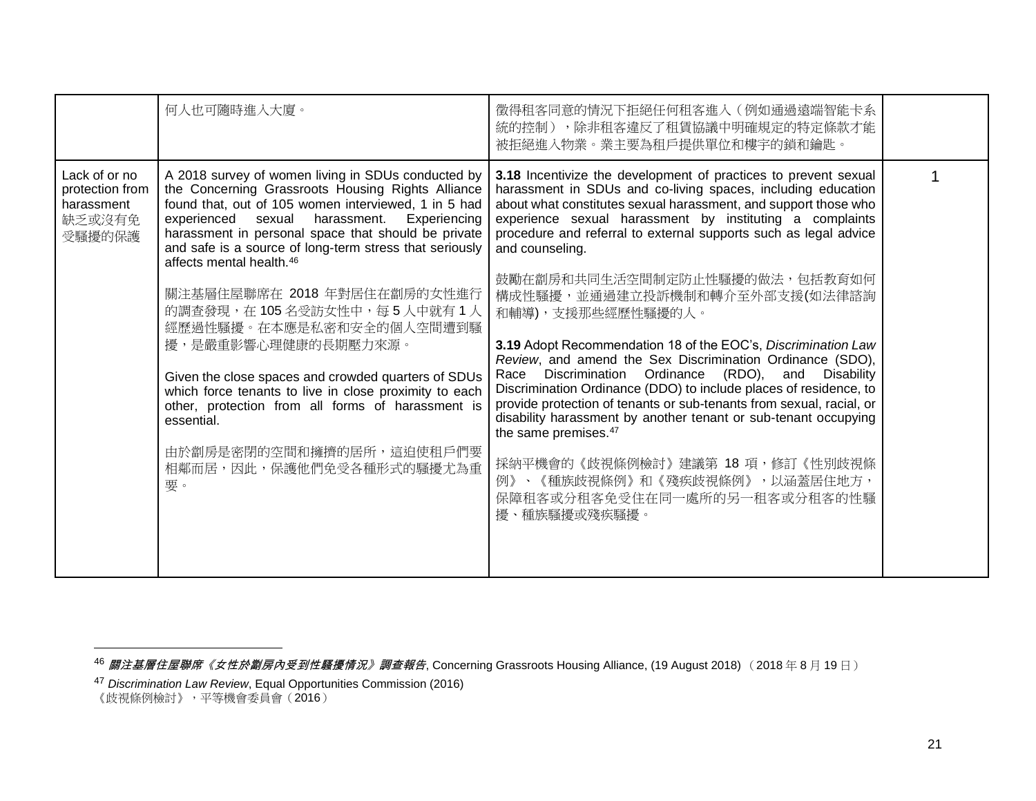| | | | |
|---|---|---|---|
| | 何人也可隨時進入大廈。 | 徵得租客同意的情況下拒絕任何租客進入（例如通過遠端智能卡系統的控制），除非租客違反了租賃協議中明確規定的特定條款才能被拒絕進入物業。業主要為租戶提供單位和樓宇的鎖和鑰匙。 | |
| Lack of or no protection from harassment<br>缺乏或沒有免受騷擾的保護 | A 2018 survey of women living in SDUs conducted by the Concerning Grassroots Housing Rights Alliance found that, out of 105 women interviewed, 1 in 5 had experienced sexual harassment. Experiencing harassment in personal space that should be private and safe is a source of long-term stress that seriously affects mental health.[46]<br><br>關注基層住屋聯席在 2018 年對居住在劏房的女性進行的調查發現，在 105 名受訪女性中，每 5 人中就有 1 人經歷過性騷擾。在本應是私密和安全的個人空間遭到騷擾，是嚴重影響心理健康的長期壓力來源。<br><br>Given the close spaces and crowded quarters of SDUs which force tenants to live in close proximity to each other, protection from all forms of harassment is essential.<br><br>由於劏房是密閉的空間和擁擠的居所，這迫使租戶們要相鄰而居，因此，保護他們免受各種形式的騷擾尤為重要。 | **3.18** Incentivize the development of practices to prevent sexual harassment in SDUs and co-living spaces, including education about what constitutes sexual harassment, and support those who experience sexual harassment by instituting a complaints procedure and referral to external supports such as legal advice and counseling.<br><br>鼓勵在劏房和共同生活空間制定防止性騷擾的做法，包括教育如何構成性騷擾，並通過建立投訴機制和轉介至外部支援(如法律諮詢和輔導)，支援那些經歷性騷擾的人。<br><br>**3.19** Adopt Recommendation 18 of the EOC's, *Discrimination Law Review*, and amend the Sex Discrimination Ordinance (SDO), Race Discrimination Ordinance (RDO), and Disability Discrimination Ordinance (DDO) to include places of residence, to provide protection of tenants or sub-tenants from sexual, racial, or disability harassment by another tenant or sub-tenant occupying the same premises.[47]<br><br>採納平機會的《歧視條例檢討》建議第 18 項，修訂《性別歧視條例》、《種族歧視條例》和《殘疾歧視條例》，以涵蓋居住地方，保障租客或分租客免受住在同一處所的另一租客或分租客的性騷擾、種族騷擾或殘疾騷擾。 | 1 |

[46] ***關注基層住屋聯席《女性於劏房內受到性騷擾情況》調查報告***, Concerning Grassroots Housing Alliance, (19 August 2018) （2018 年 8 月 19 日）

[47] *Discrimination Law Review*, Equal Opportunities Commission (2016)
《歧視條例檢討》，平等機會委員會（2016）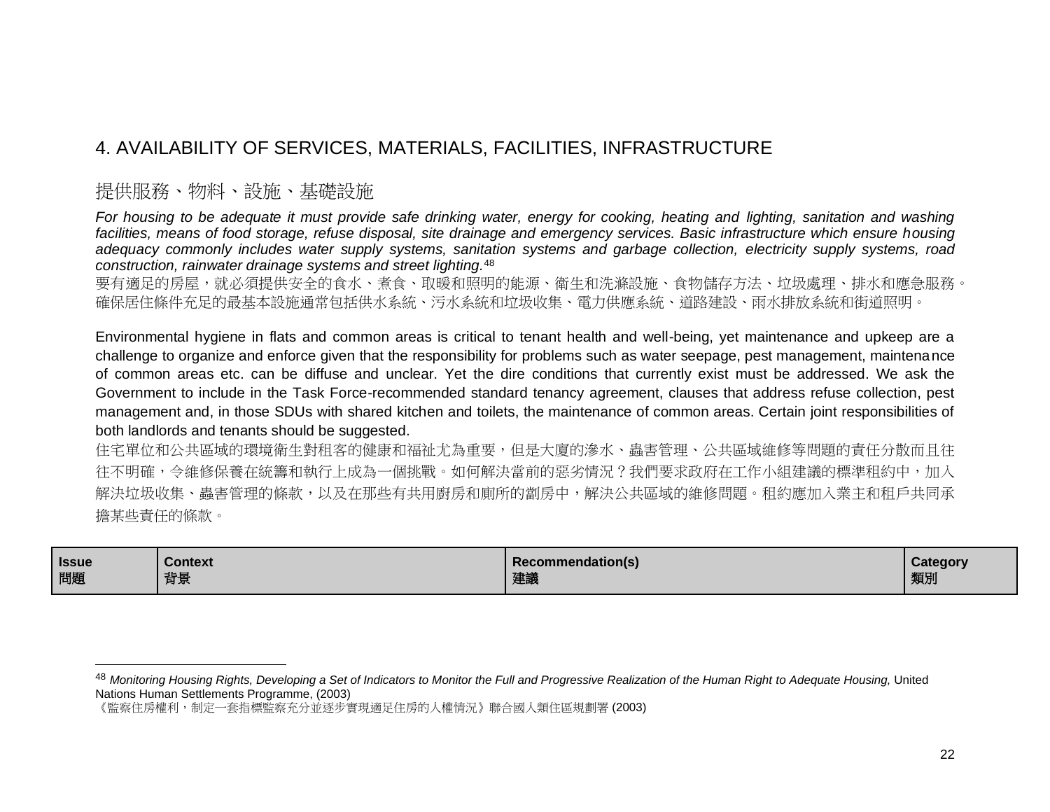## 4. AVAILABILITY OF SERVICES, MATERIALS, FACILITIES, INFRASTRUCTURE

## 提供服務、物料、設施、基礎設施

*For housing to be adequate it must provide safe drinking water, energy for cooking, heating and lighting, sanitation and washing facilities, means of food storage, refuse disposal, site drainage and emergency services. Basic infrastructure which ensure housing adequacy commonly includes water supply systems, sanitation systems and garbage collection, electricity supply systems, road construction, rainwater drainage systems and street lighting.*[48]

要有適足的房屋，就必須提供安全的食水、煮食、取暖和照明的能源、衛生和洗滌設施、食物儲存方法、垃圾處理、排水和應急服務。確保居住條件充足的最基本設施通常包括供水系統、污水系統和垃圾收集、電力供應系統、道路建設、雨水排放系統和街道照明。

Environmental hygiene in flats and common areas is critical to tenant health and well-being, yet maintenance and upkeep are a challenge to organize and enforce given that the responsibility for problems such as water seepage, pest management, maintenance of common areas etc. can be diffuse and unclear. Yet the dire conditions that currently exist must be addressed. We ask the Government to include in the Task Force-recommended standard tenancy agreement, clauses that address refuse collection, pest management and, in those SDUs with shared kitchen and toilets, the maintenance of common areas. Certain joint responsibilities of both landlords and tenants should be suggested.

住宅單位和公共區域的環境衛生對租客的健康和福祉尤為重要，但是大廈的滲水、蟲害管理、公共區域維修等問題的責任分散而且往往不明確，令維修保養在統籌和執行上成為一個挑戰。如何解決當前的惡劣情況？我們要求政府在工作小組建議的標準租約中，加入解決垃圾收集、蟲害管理的條款，以及在那些有共用廚房和廁所的劏房中，解決公共區域的維修問題。租約應加入業主和租戶共同承擔某些責任的條款。

| **Issue** 問題 | **Context** 背景 | **Recommendation(s)** 建議 | **Category** 類別 |
| --- | --- | --- | --- |

[48] *Monitoring Housing Rights, Developing a Set of Indicators to Monitor the Full and Progressive Realization of the Human Right to Adequate Housing,* United Nations Human Settlements Programme, (2003)
《監察住房權利，制定一套指標監察充分並逐步實現適足住房的人權情況》聯合國人類住區規劃署 (2003)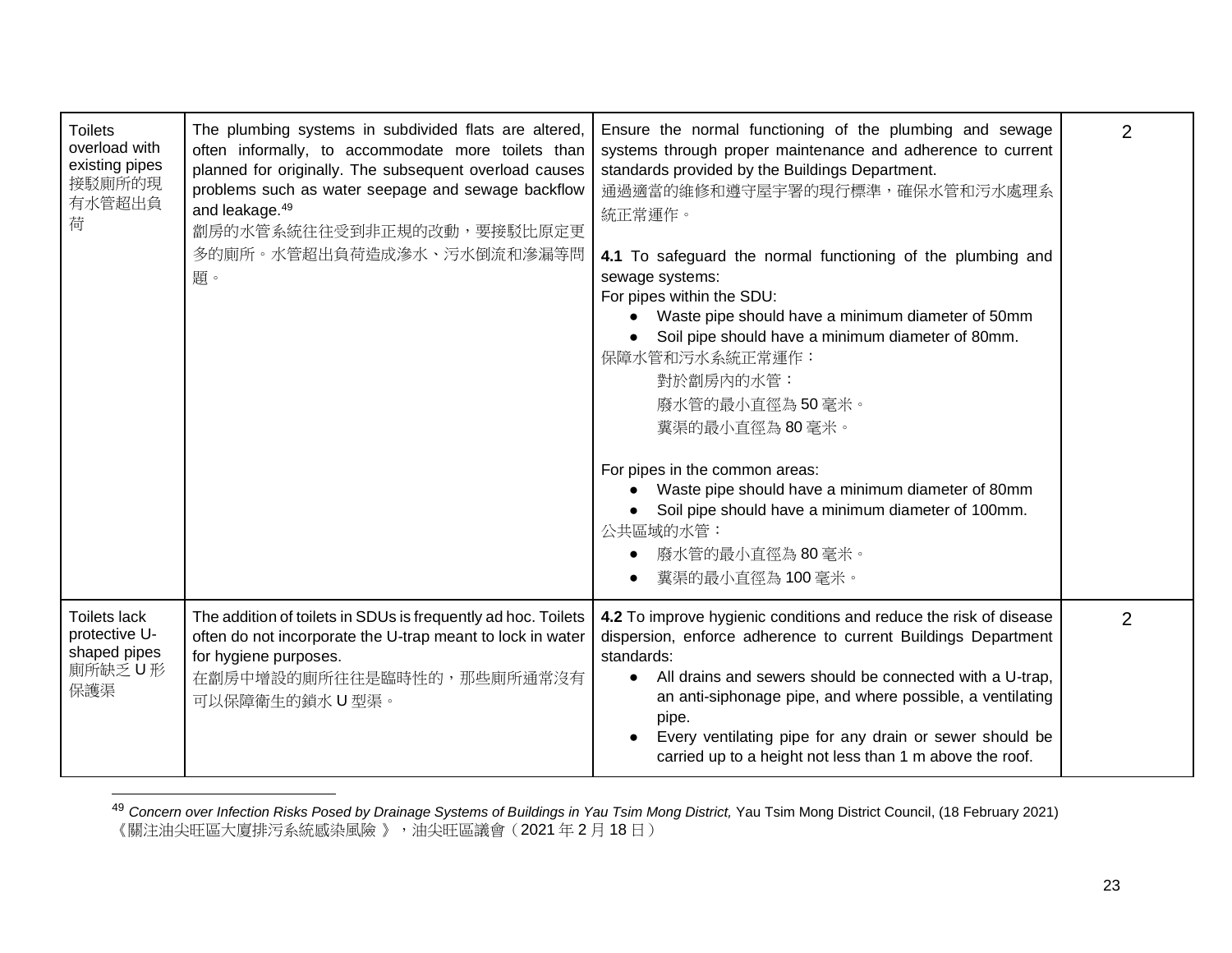| | | | |
|---|---|---|---|
| Toilets overload with existing pipes<br>接駁廁所的現有水管超出負荷 | The plumbing systems in subdivided flats are altered, often informally, to accommodate more toilets than planned for originally. The subsequent overload causes problems such as water seepage and sewage backflow and leakage.[49]<br>劏房的水管系統往往受到非正規的改動，要接駁比原定更多的廁所。水管超出負荷造成滲水、污水倒流和滲漏等問題。 | Ensure the normal functioning of the plumbing and sewage systems through proper maintenance and adherence to current standards provided by the Buildings Department.<br>通過適當的維修和遵守屋宇署的現行標準，確保水管和污水處理系統正常運作。<br><br>**4.1** To safeguard the normal functioning of the plumbing and sewage systems:<br>For pipes within the SDU:<br>● Waste pipe should have a minimum diameter of 50mm<br>● Soil pipe should have a minimum diameter of 80mm.<br>保障水管和污水系統正常運作：<br>對於劏房內的水管：<br>廢水管的最小直徑為 50 毫米。<br>糞渠的最小直徑為 80 毫米。<br><br>For pipes in the common areas:<br>● Waste pipe should have a minimum diameter of 80mm<br>● Soil pipe should have a minimum diameter of 100mm.<br>公共區域的水管：<br>● 廢水管的最小直徑為 80 毫米。<br>● 糞渠的最小直徑為 100 毫米。 | 2 |
| Toilets lack protective U-shaped pipes<br>廁所缺乏 U 形保護渠 | The addition of toilets in SDUs is frequently ad hoc. Toilets often do not incorporate the U-trap meant to lock in water for hygiene purposes.<br>在劏房中增設的廁所往往是臨時性的，那些廁所通常沒有可以保障衛生的鎖水 U 型渠。 | **4.2** To improve hygienic conditions and reduce the risk of disease dispersion, enforce adherence to current Buildings Department standards:<br>● All drains and sewers should be connected with a U-trap, an anti-siphonage pipe, and where possible, a ventilating pipe.<br>● Every ventilating pipe for any drain or sewer should be carried up to a height not less than 1 m above the roof. | 2 |

[49] *Concern over Infection Risks Posed by Drainage Systems of Buildings in Yau Tsim Mong District,* Yau Tsim Mong District Council, (18 February 2021)
《關注油尖旺區大廈排污系統感染風險 》，油尖旺區議會（2021 年 2 月 18 日）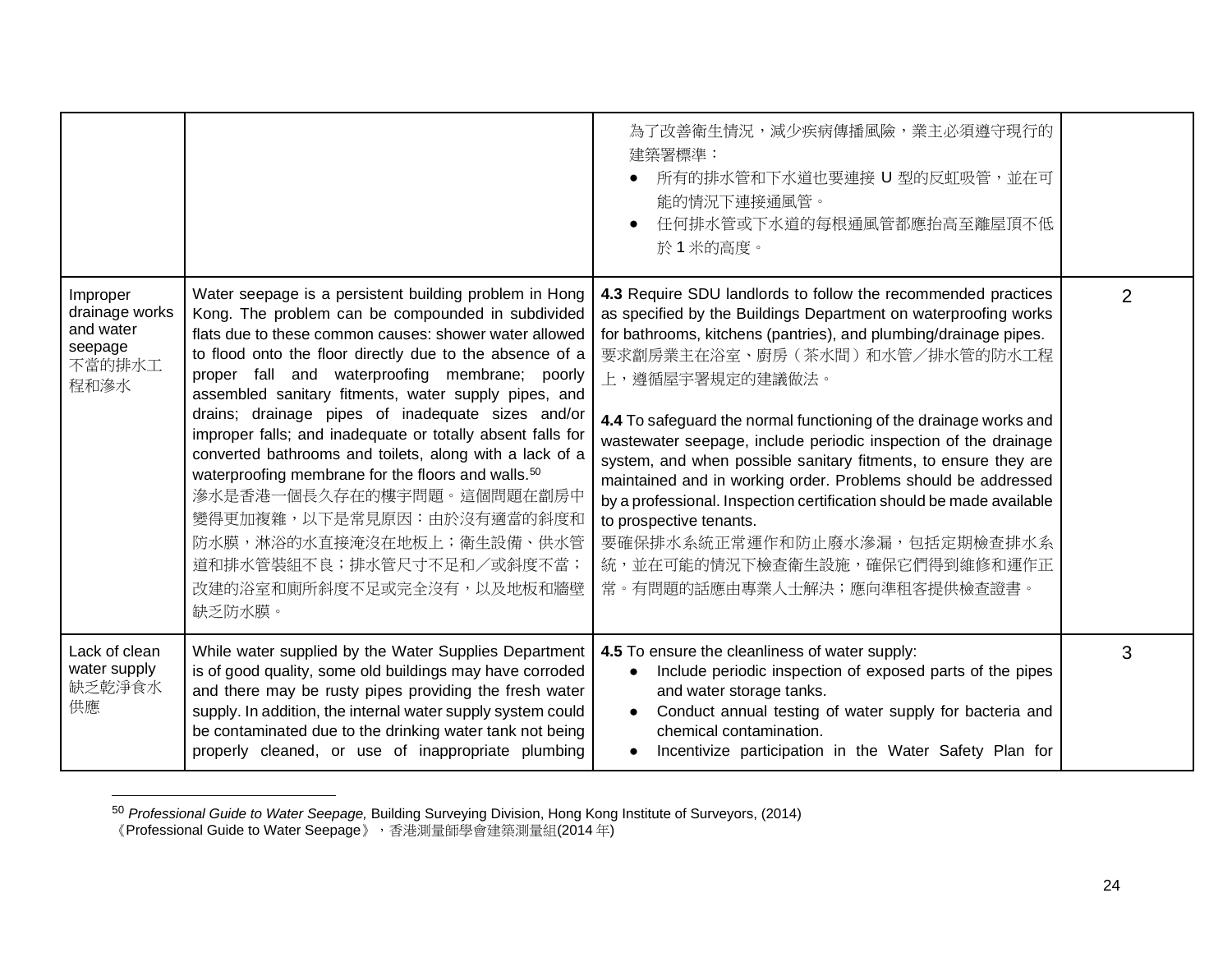| | | | |
|---|---|---|---|
| | | 為了改善衛生情況，減少疾病傳播風險，業主必須遵守現行的建築署標準：<br>● 所有的排水管和下水道也要連接 U 型的反虹吸管，並在可能的情況下連接通風管。<br>● 任何排水管或下水道的每根通風管都應抬高至離屋頂不低於 1 米的高度。 | |
| Improper drainage works and water seepage<br>不當的排水工程和滲水 | Water seepage is a persistent building problem in Hong Kong. The problem can be compounded in subdivided flats due to these common causes: shower water allowed to flood onto the floor directly due to the absence of a proper fall and waterproofing membrane; poorly assembled sanitary fitments, water supply pipes, and drains; drainage pipes of inadequate sizes and/or improper falls; and inadequate or totally absent falls for converted bathrooms and toilets, along with a lack of a waterproofing membrane for the floors and walls.[50]<br>滲水是香港一個長久存在的樓宇問題。這個問題在劏房中變得更加複雜，以下是常見原因：由於沒有適當的斜度和防水膜，淋浴的水直接淹沒在地板上；衛生設備、供水管道和排水管裝組不良；排水管尺寸不足和／或斜度不當；改建的浴室和廁所斜度不足或完全沒有，以及地板和牆壁缺乏防水膜。 | **4.3** Require SDU landlords to follow the recommended practices as specified by the Buildings Department on waterproofing works for bathrooms, kitchens (pantries), and plumbing/drainage pipes.<br>要求劏房業主在浴室、廚房（茶水間）和水管／排水管的防水工程上，遵循屋宇署規定的建議做法。<br><br>**4.4** To safeguard the normal functioning of the drainage works and wastewater seepage, include periodic inspection of the drainage system, and when possible sanitary fitments, to ensure they are maintained and in working order. Problems should be addressed by a professional. Inspection certification should be made available to prospective tenants.<br>要確保排水系統正常運作和防止廢水滲漏，包括定期檢查排水系統，並在可能的情況下檢查衛生設施，確保它們得到維修和運作正常。有問題的話應由專業人士解決；應向準租客提供檢查證書。 | 2 |
| Lack of clean water supply<br>缺乏乾淨食水供應 | While water supplied by the Water Supplies Department is of good quality, some old buildings may have corroded and there may be rusty pipes providing the fresh water supply. In addition, the internal water supply system could be contaminated due to the drinking water tank not being properly cleaned, or use of inappropriate plumbing | **4.5** To ensure the cleanliness of water supply:<br>● Include periodic inspection of exposed parts of the pipes and water storage tanks.<br>● Conduct annual testing of water supply for bacteria and chemical contamination.<br>● Incentivize participation in the Water Safety Plan for | 3 |

[50] *Professional Guide to Water Seepage,* Building Surveying Division, Hong Kong Institute of Surveyors, (2014)
《Professional Guide to Water Seepage》，香港測量師學會建築測量組(2014 年)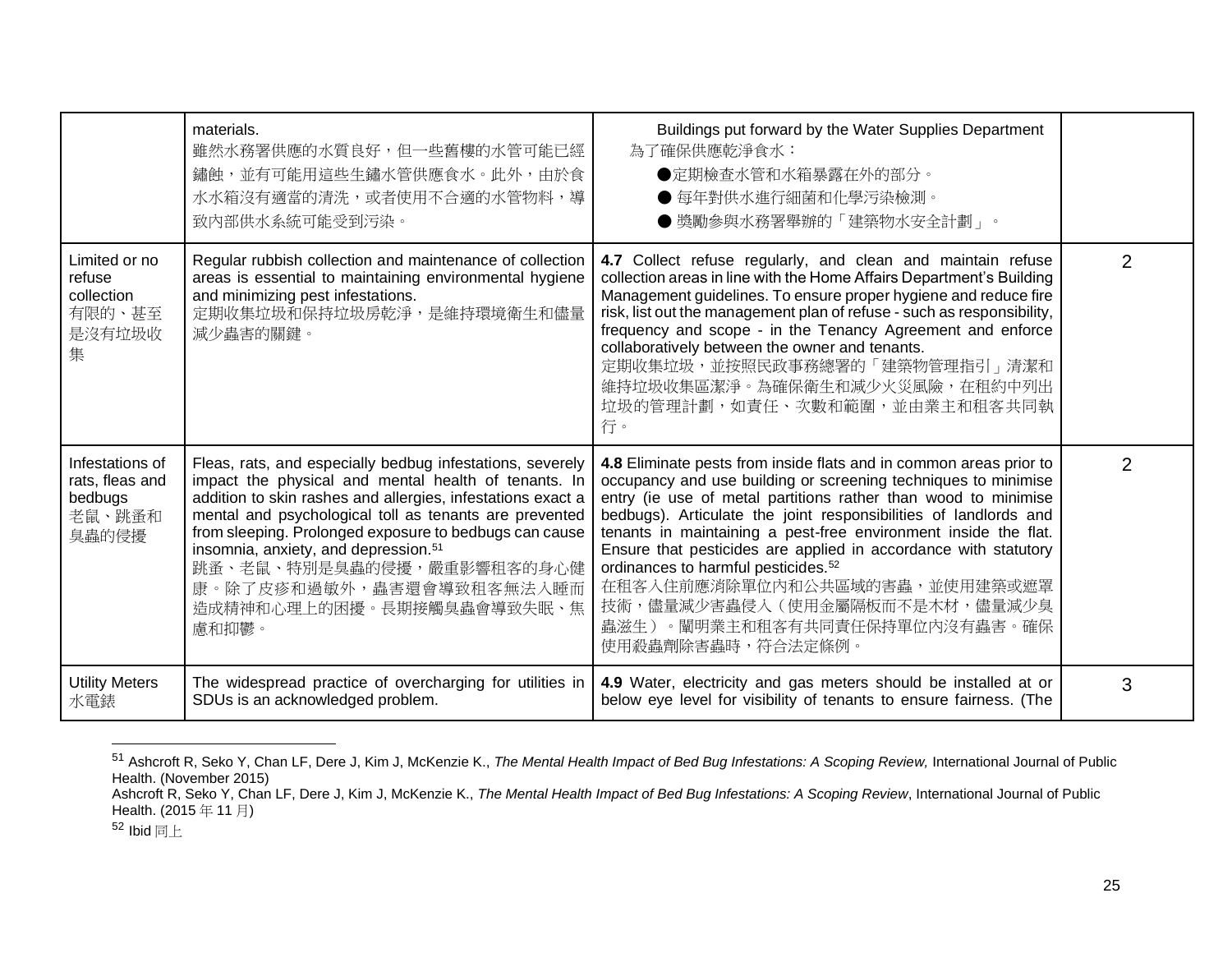| | | | |
|---|---|---|---|
| | materials.<br>雖然水務署供應的水質良好，但一些舊樓的水管可能已經鏽蝕，並有可能用這些生鏽水管供應食水。此外，由於食水水箱沒有適當的清洗，或者使用不合適的水管物料，導致內部供水系統可能受到污染。 | Buildings put forward by the Water Supplies Department<br>為了確保供應乾淨食水：<br>●定期檢查水管和水箱暴露在外的部分。<br>● 每年對供水進行細菌和化學污染檢測。<br>● 獎勵參與水務署舉辦的「建築物水安全計劃」。 | |
| Limited or no refuse collection<br>有限的、甚至是沒有垃圾收集 | Regular rubbish collection and maintenance of collection areas is essential to maintaining environmental hygiene and minimizing pest infestations.<br>定期收集垃圾和保持垃圾房乾淨，是維持環境衛生和儘量減少蟲害的關鍵。 | **4.7** Collect refuse regularly, and clean and maintain refuse collection areas in line with the Home Affairs Department's Building Management guidelines. To ensure proper hygiene and reduce fire risk, list out the management plan of refuse - such as responsibility, frequency and scope - in the Tenancy Agreement and enforce collaboratively between the owner and tenants.<br>定期收集垃圾，並按照民政事務總署的「建築物管理指引」清潔和維持垃圾收集區潔淨。為確保衛生和減少火災風險，在租約中列出垃圾的管理計劃，如責任、次數和範圍，並由業主和租客共同執行。 | 2 |
| Infestations of rats, fleas and bedbugs<br>老鼠、跳蚤和臭蟲的侵擾 | Fleas, rats, and especially bedbug infestations, severely impact the physical and mental health of tenants. In addition to skin rashes and allergies, infestations exact a mental and psychological toll as tenants are prevented from sleeping. Prolonged exposure to bedbugs can cause insomnia, anxiety, and depression.[51]<br>跳蚤、老鼠、特別是臭蟲的侵擾，嚴重影響租客的身心健康。除了皮疹和過敏外，蟲害還會導致租客無法入睡而造成精神和心理上的困擾。長期接觸臭蟲會導致失眠、焦慮和抑鬱。 | **4.8** Eliminate pests from inside flats and in common areas prior to occupancy and use building or screening techniques to minimise entry (ie use of metal partitions rather than wood to minimise bedbugs). Articulate the joint responsibilities of landlords and tenants in maintaining a pest-free environment inside the flat. Ensure that pesticides are applied in accordance with statutory ordinances to harmful pesticides.[52]<br>在租客入住前應消除單位內和公共區域的害蟲，並使用建築或遮罩技術，儘量減少害蟲侵入（使用金屬隔板而不是木材，儘量減少臭蟲滋生）。闡明業主和租客有共同責任保持單位內沒有蟲害。確保使用殺蟲劑除害蟲時，符合法定條例。 | 2 |
| Utility Meters<br>水電錶 | The widespread practice of overcharging for utilities in SDUs is an acknowledged problem. | **4.9** Water, electricity and gas meters should be installed at or below eye level for visibility of tenants to ensure fairness. (The | 3 |

[51] Ashcroft R, Seko Y, Chan LF, Dere J, Kim J, McKenzie K., *The Mental Health Impact of Bed Bug Infestations: A Scoping Review,* International Journal of Public Health. (November 2015)
Ashcroft R, Seko Y, Chan LF, Dere J, Kim J, McKenzie K., *The Mental Health Impact of Bed Bug Infestations: A Scoping Review*, International Journal of Public Health. (2015 年 11 月)

[52] Ibid 同上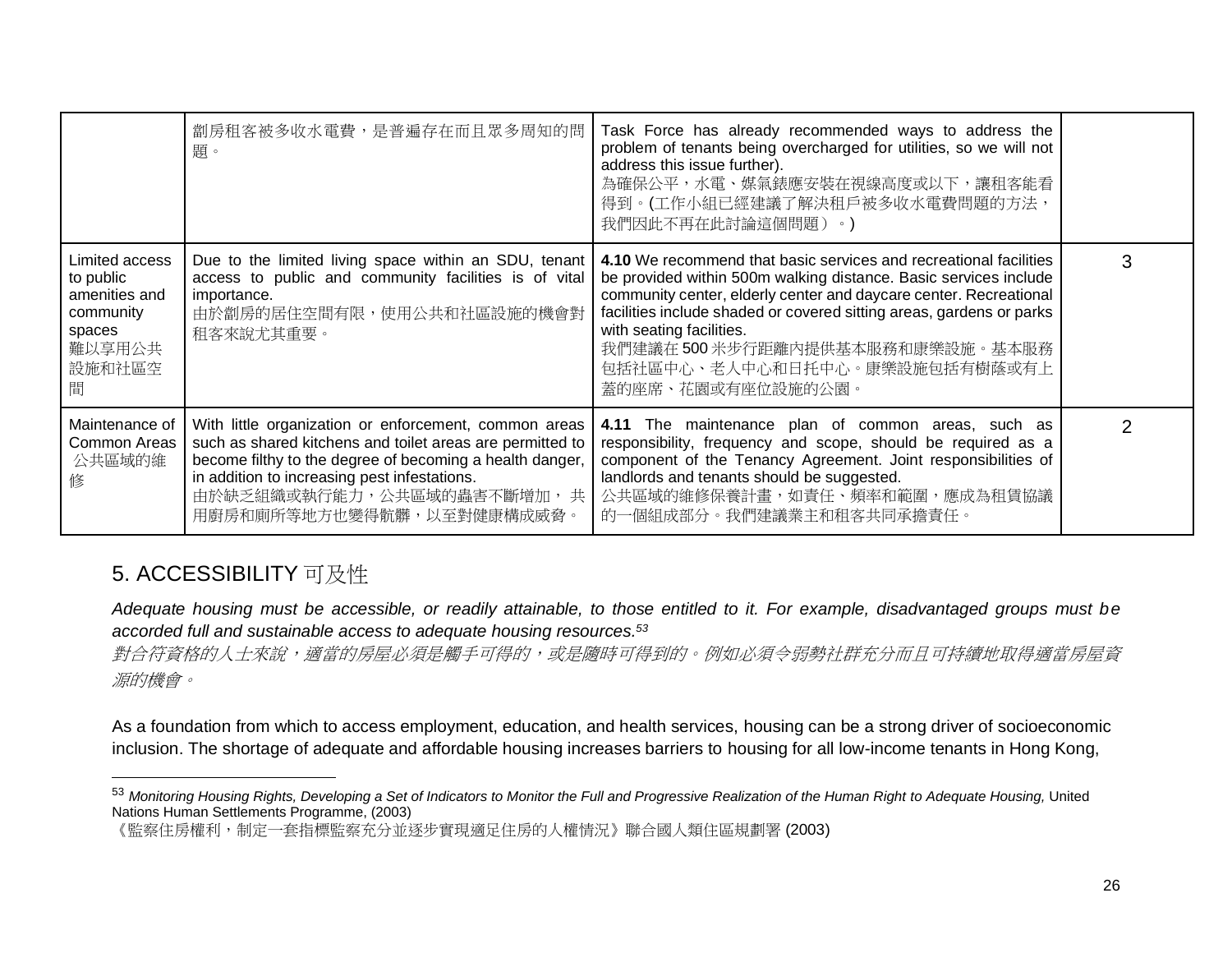| | | | |
|---|---|---|---|
| | 劏房租客被多收水電費，是普遍存在而且眾多周知的問題。 | Task Force has already recommended ways to address the problem of tenants being overcharged for utilities, so we will not address this issue further).<br>為確保公平，水電、媒氣錶應安裝在視線高度或以下，讓租客能看得到。(工作小組已經建議了解決租戶被多收水電費問題的方法，我們因此不再在此討論這個問題）。) | |
| Limited access to public amenities and community spaces<br>難以享用公共設施和社區空間 | Due to the limited living space within an SDU, tenant access to public and community facilities is of vital importance.<br>由於劏房的居住空間有限，使用公共和社區設施的機會對租客來說尤其重要。 | **4.10** We recommend that basic services and recreational facilities be provided within 500m walking distance. Basic services include community center, elderly center and daycare center. Recreational facilities include shaded or covered sitting areas, gardens or parks with seating facilities.<br>我們建議在 500 米步行距離內提供基本服務和康樂設施。基本服務包括社區中心、老人中心和日托中心。康樂設施包括有樹蔭或有上蓋的座席、花園或有座位設施的公園。 | 3 |
| Maintenance of Common Areas<br>公共區域的維修 | With little organization or enforcement, common areas such as shared kitchens and toilet areas are permitted to become filthy to the degree of becoming a health danger, in addition to increasing pest infestations.<br>由於缺乏組織或執行能力，公共區域的蟲害不斷增加， 共用廚房和廁所等地方也變得骯髒，以至對健康構成威脅。 | **4.11** The maintenance plan of common areas, such as responsibility, frequency and scope, should be required as a component of the Tenancy Agreement. Joint responsibilities of landlords and tenants should be suggested.<br>公共區域的維修保養計畫，如責任、頻率和範圍，應成為租賃協議的一個組成部分。我們建議業主和租客共同承擔責任。 | 2 |

## 5. ACCESSIBILITY 可及性

*Adequate housing must be accessible, or readily attainable, to those entitled to it. For example, disadvantaged groups must be accorded full and sustainable access to adequate housing resources.*[53]

*對合符資格的人士來說，適當的房屋必須是觸手可得的，或是隨時可得到的。例如必須令弱勢社群充分而且可持續地取得適當房屋資源的機會。*

As a foundation from which to access employment, education, and health services, housing can be a strong driver of socioeconomic inclusion. The shortage of adequate and affordable housing increases barriers to housing for all low-income tenants in Hong Kong,

---

[53] *Monitoring Housing Rights, Developing a Set of Indicators to Monitor the Full and Progressive Realization of the Human Right to Adequate Housing,* United Nations Human Settlements Programme, (2003)
《監察住房權利，制定一套指標監察充分並逐步實現適足住房的人權情況》聯合國人類住區規劃署 (2003)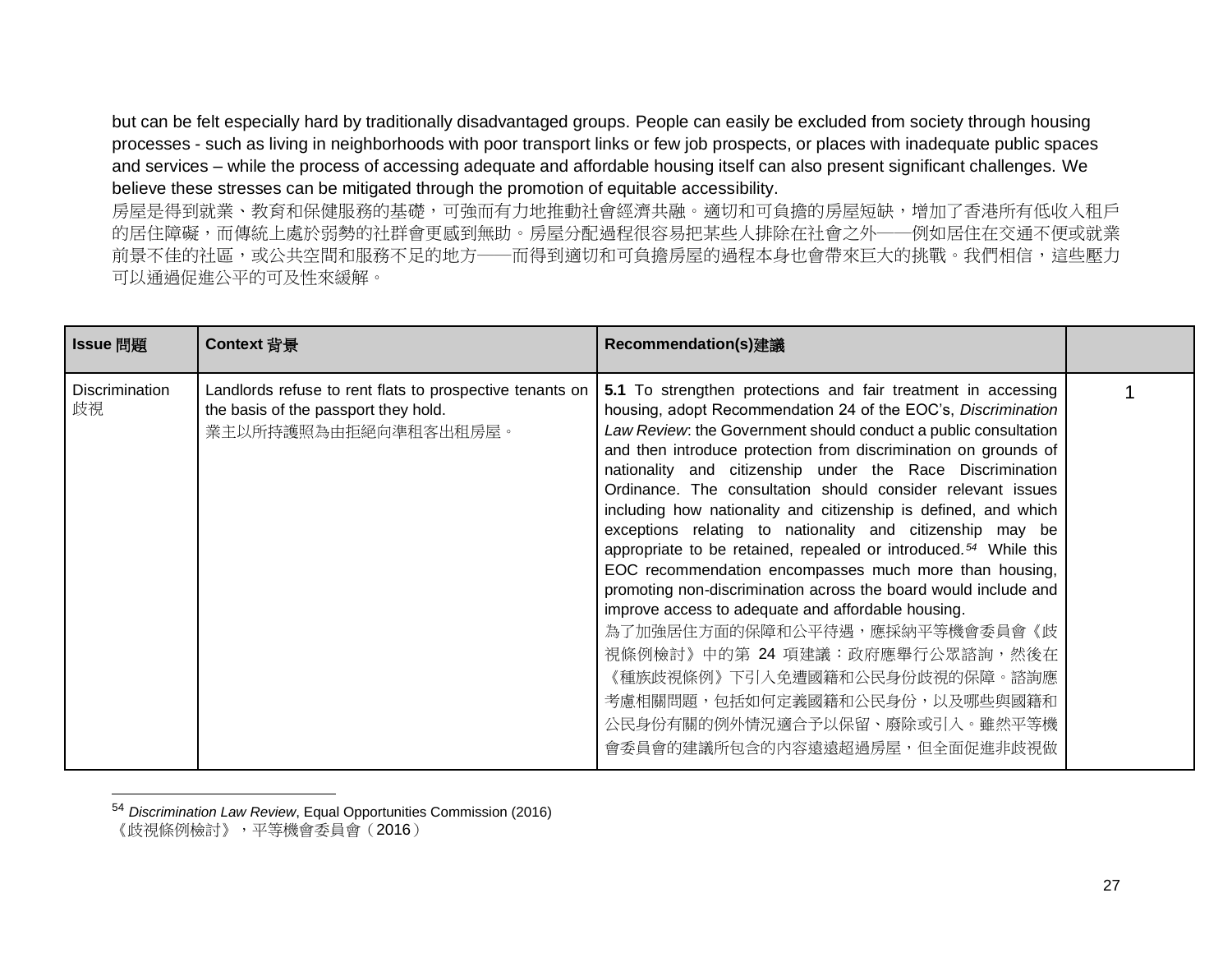but can be felt especially hard by traditionally disadvantaged groups. People can easily be excluded from society through housing processes - such as living in neighborhoods with poor transport links or few job prospects, or places with inadequate public spaces and services – while the process of accessing adequate and affordable housing itself can also present significant challenges. We believe these stresses can be mitigated through the promotion of equitable accessibility.
房屋是得到就業、教育和保健服務的基礎，可強而有力地推動社會經濟共融。適切和可負擔的房屋短缺，增加了香港所有低收入租戶的居住障礙，而傳統上處於弱勢的社群會更感到無助。房屋分配過程很容易把某些人排除在社會之外——例如居住在交通不便或就業前景不佳的社區，或公共空間和服務不足的地方——而得到適切和可負擔房屋的過程本身也會帶來巨大的挑戰。我們相信，這些壓力可以通過促進公平的可及性來緩解。

| **Issue 問題** | **Context 背景** | **Recommendation(s)建議** | |
|---|---|---|---|
| Discrimination 歧視 | Landlords refuse to rent flats to prospective tenants on the basis of the passport they hold.<br>業主以所持護照為由拒絕向準租客出租房屋。 | **5.1** To strengthen protections and fair treatment in accessing housing, adopt Recommendation 24 of the EOC's, *Discrimination Law Review*: the Government should conduct a public consultation and then introduce protection from discrimination on grounds of nationality and citizenship under the Race Discrimination Ordinance. The consultation should consider relevant issues including how nationality and citizenship is defined, and which exceptions relating to nationality and citizenship may be appropriate to be retained, repealed or introduced.[54] While this EOC recommendation encompasses much more than housing, promoting non-discrimination across the board would include and improve access to adequate and affordable housing.<br>為了加強居住方面的保障和公平待遇，應採納平等機會委員會《歧視條例檢討》中的第 24 項建議：政府應舉行公眾諮詢，然後在《種族歧視條例》下引入免遭國籍和公民身份歧視的保障。諮詢應考慮相關問題，包括如何定義國籍和公民身份，以及哪些與國籍和公民身份有關的例外情況適合予以保留、廢除或引入。雖然平等機會委員會的建議所包含的內容遠遠超過房屋，但全面促進非歧視做 | 1 |

[54] *Discrimination Law Review*, Equal Opportunities Commission (2016)
《歧視條例檢討》，平等機會委員會（2016）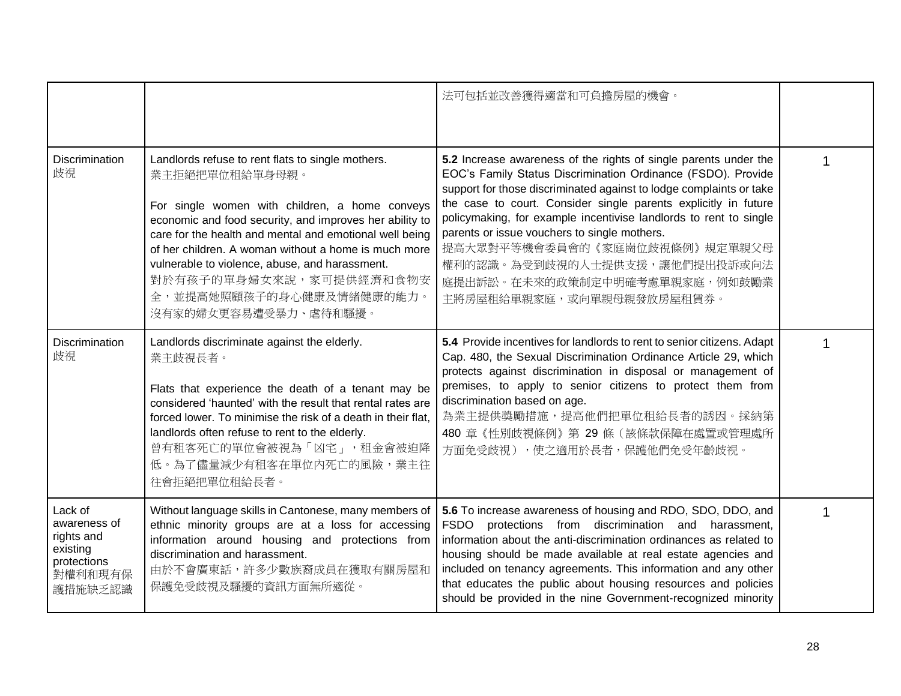|  |  | 法可包括並改善獲得適當和可負擔房屋的機會。 |  |
|---|---|---|---|
| Discrimination 歧視 | Landlords refuse to rent flats to single mothers.<br>業主拒絕把單位租給單身母親。<br><br>For single women with children, a home conveys economic and food security, and improves her ability to care for the health and mental and emotional well being of her children. A woman without a home is much more vulnerable to violence, abuse, and harassment.<br>對於有孩子的單身婦女來說，家可提供經濟和食物安全，並提高她照顧孩子的身心健康及情緒健康的能力。沒有家的婦女更容易遭受暴力、虐待和騷擾。 | **5.2** Increase awareness of the rights of single parents under the EOC's Family Status Discrimination Ordinance (FSDO). Provide support for those discriminated against to lodge complaints or take the case to court. Consider single parents explicitly in future policymaking, for example incentivise landlords to rent to single parents or issue vouchers to single mothers.<br>提高大眾對平等機會委員會的《家庭崗位歧視條例》規定單親父母權利的認識。為受到歧視的人士提供支援，讓他們提出投訴或向法庭提出訴訟。在未來的政策制定中明確考慮單親家庭，例如鼓勵業主將房屋租給單親家庭，或向單親母親發放房屋租賃券。 | 1 |
| Discrimination 歧視 | Landlords discriminate against the elderly.<br>業主歧視長者。<br><br>Flats that experience the death of a tenant may be considered 'haunted' with the result that rental rates are forced lower. To minimise the risk of a death in their flat, landlords often refuse to rent to the elderly.<br>曾有租客死亡的單位會被視為「凶宅」，租金會被迫降低。為了儘量減少有租客在單位內死亡的風險，業主往往會拒絕把單位租給長者。 | **5.4** Provide incentives for landlords to rent to senior citizens. Adapt Cap. 480, the Sexual Discrimination Ordinance Article 29, which protects against discrimination in disposal or management of premises, to apply to senior citizens to protect them from discrimination based on age.<br>為業主提供獎勵措施，提高他們把單位租給長者的誘因。採納第 480 章《性別歧視條例》第 29 條（該條款保障在處置或管理處所方面免受歧視），使之適用於長者，保護他們免受年齡歧視。 | 1 |
| Lack of awareness of rights and existing protections 對權利和現有保護措施缺乏認識 | Without language skills in Cantonese, many members of ethnic minority groups are at a loss for accessing information around housing and protections from discrimination and harassment.<br>由於不會廣東話，許多少數族裔成員在獲取有關房屋和保護免受歧視及騷擾的資訊方面無所適從。 | **5.6** To increase awareness of housing and RDO, SDO, DDO, and FSDO protections from discrimination and harassment, information about the anti-discrimination ordinances as related to housing should be made available at real estate agencies and included on tenancy agreements. This information and any other that educates the public about housing resources and policies should be provided in the nine Government-recognized minority | 1 |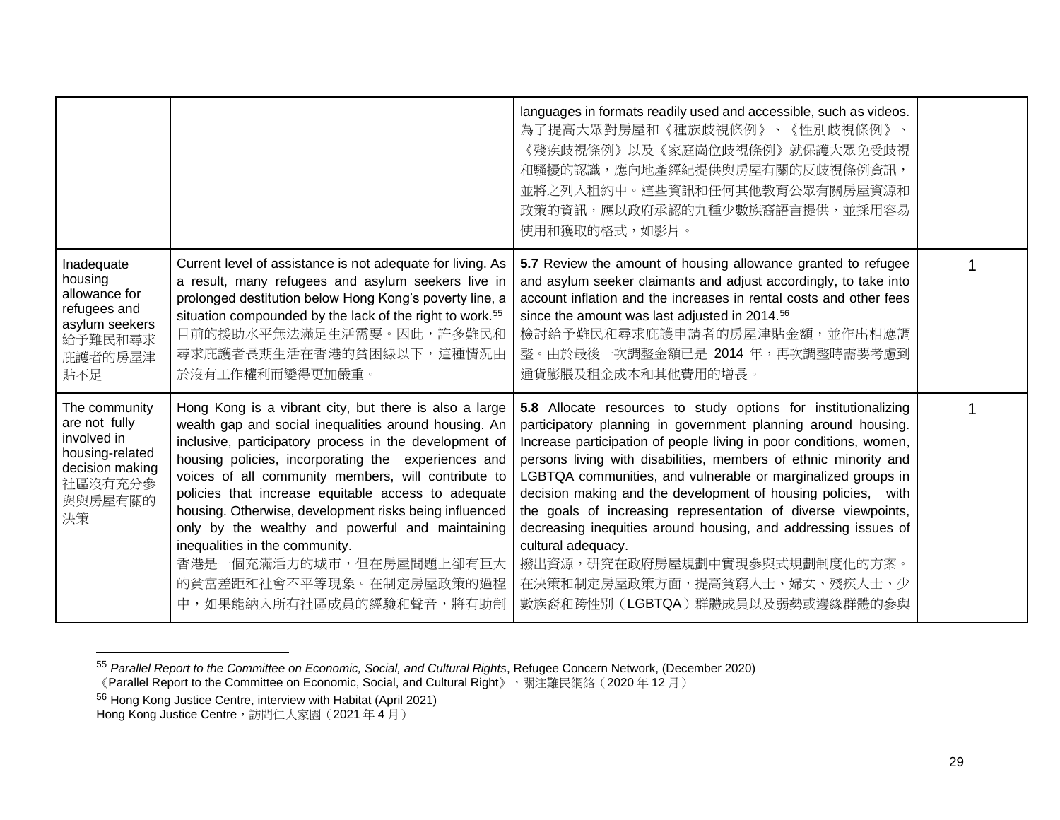| | | | |
|---|---|---|---|
| | | languages in formats readily used and accessible, such as videos.<br>為了提高大眾對房屋和《種族歧視條例》、《性別歧視條例》、《殘疾歧視條例》以及《家庭崗位歧視條例》就保護大眾免受歧視和騷擾的認識，應向地產經紀提供與房屋有關的反歧視條例資訊，並將之列入租約中。這些資訊和任何其他教育公眾有關房屋資源和政策的資訊，應以政府承認的九種少數族裔語言提供，並採用容易使用和獲取的格式，如影片。 | |
| Inadequate housing allowance for refugees and asylum seekers<br>給予難民和尋求庇護者的房屋津貼不足 | Current level of assistance is not adequate for living. As a result, many refugees and asylum seekers live in prolonged destitution below Hong Kong's poverty line, a situation compounded by the lack of the right to work.[55]<br>目前的援助水平無法滿足生活需要。因此，許多難民和尋求庇護者長期生活在香港的貧困線以下，這種情況由於沒有工作權利而變得更加嚴重。 | **5.7** Review the amount of housing allowance granted to refugee and asylum seeker claimants and adjust accordingly, to take into account inflation and the increases in rental costs and other fees since the amount was last adjusted in 2014.[56]<br>檢討給予難民和尋求庇護申請者的房屋津貼金額，並作出相應調整。由於最後一次調整金額已是 2014 年，再次調整時需要考慮到通貨膨脹及租金成本和其他費用的增長。 | 1 |
| The community are not fully involved in housing-related decision making<br>社區沒有充分參與與房屋有關的決策 | Hong Kong is a vibrant city, but there is also a large wealth gap and social inequalities around housing. An inclusive, participatory process in the development of housing policies, incorporating the experiences and voices of all community members, will contribute to policies that increase equitable access to adequate housing. Otherwise, development risks being influenced only by the wealthy and powerful and maintaining inequalities in the community.<br>香港是一個充滿活力的城市，但在房屋問題上卻有巨大的貧富差距和社會不平等現象。在制定房屋政策的過程中，如果能納入所有社區成員的經驗和聲音，將有助制 | **5.8** Allocate resources to study options for institutionalizing participatory planning in government planning around housing. Increase participation of people living in poor conditions, women, persons living with disabilities, members of ethnic minority and LGBTQA communities, and vulnerable or marginalized groups in decision making and the development of housing policies, with the goals of increasing representation of diverse viewpoints, decreasing inequities around housing, and addressing issues of cultural adequacy.<br>撥出資源，研究在政府房屋規劃中實現參與式規劃制度化的方案。在決策和制定房屋政策方面，提高貧窮人士、婦女、殘疾人士、少數族裔和跨性別（LGBTQA）群體成員以及弱勢或邊緣群體的參與 | 1 |

[55] *Parallel Report to the Committee on Economic, Social, and Cultural Rights*, Refugee Concern Network, (December 2020)
《Parallel Report to the Committee on Economic, Social, and Cultural Right》，關注難民網絡（2020 年 12 月）

[56] Hong Kong Justice Centre, interview with Habitat (April 2021)
Hong Kong Justice Centre，訪問仁人家園（2021 年 4 月）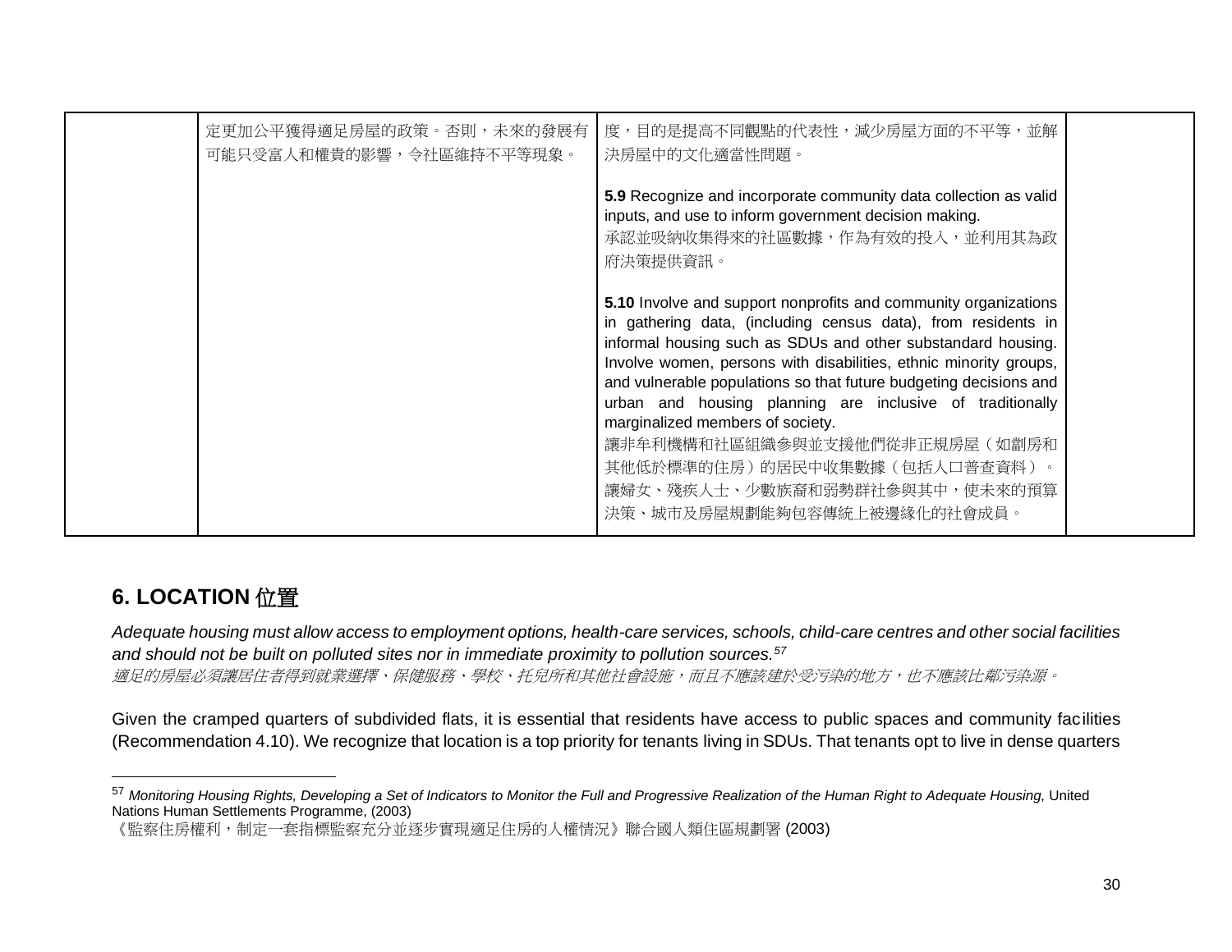| | | | |
|---|---|---|---|
| | 定更加公平獲得適足房屋的政策。否則，未來的發展有可能只受富人和權貴的影響，令社區維持不平等現象。 | 度，目的是提高不同觀點的代表性，減少房屋方面的不平等，並解決房屋中的文化適當性問題。<br><br>**5.9** Recognize and incorporate community data collection as valid inputs, and use to inform government decision making.<br>承認並吸納收集得來的社區數據，作為有效的投入，並利用其為政府決策提供資訊。<br><br>**5.10** Involve and support nonprofits and community organizations in gathering data, (including census data), from residents in informal housing such as SDUs and other substandard housing. Involve women, persons with disabilities, ethnic minority groups, and vulnerable populations so that future budgeting decisions and urban and housing planning are inclusive of traditionally marginalized members of society.<br>讓非牟利機構和社區組織參與並支援他們從非正規房屋（如劏房和其他低於標準的住房）的居民中收集數據（包括人口普查資料）。讓婦女、殘疾人士、少數族裔和弱勢群社參與其中，使未來的預算決策、城市及房屋規劃能夠包容傳統上被邊緣化的社會成員。 | |

## 6. LOCATION 位置

*Adequate housing must allow access to employment options, health-care services, schools, child-care centres and other social facilities and should not be built on polluted sites nor in immediate proximity to pollution sources.*[57]
*適足的房屋必須讓居住者得到就業選擇、保健服務、學校、托兒所和其他社會設施，而且不應該建於受污染的地方，也不應該比鄰污染源。*

Given the cramped quarters of subdivided flats, it is essential that residents have access to public spaces and community facilities (Recommendation 4.10). We recognize that location is a top priority for tenants living in SDUs. That tenants opt to live in dense quarters

[57] *Monitoring Housing Rights, Developing a Set of Indicators to Monitor the Full and Progressive Realization of the Human Right to Adequate Housing,* United Nations Human Settlements Programme, (2003)
《監察住房權利，制定一套指標監察充分並逐步實現適足住房的人權情況》聯合國人類住區規劃署 (2003)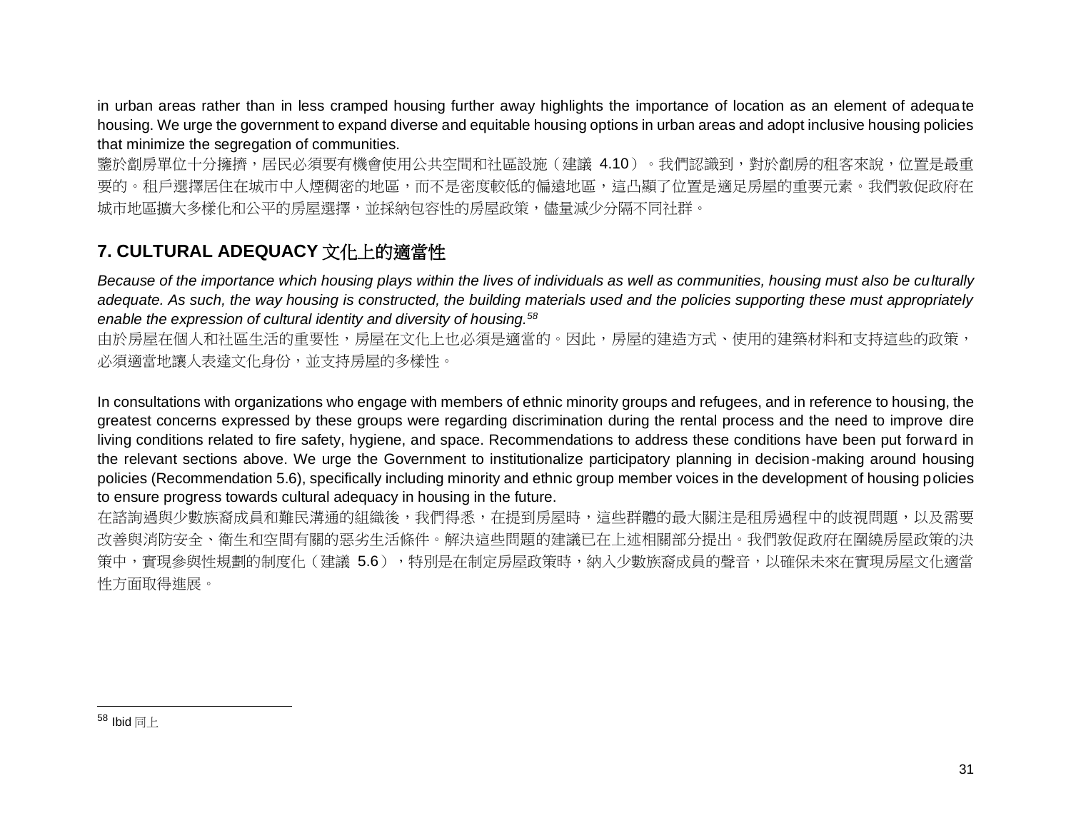in urban areas rather than in less cramped housing further away highlights the importance of location as an element of adequate housing. We urge the government to expand diverse and equitable housing options in urban areas and adopt inclusive housing policies that minimize the segregation of communities.

鑒於劏房單位十分擁擠，居民必須要有機會使用公共空間和社區設施（建議 4.10）。我們認識到，對於劏房的租客來說，位置是最重要的。租戶選擇居住在城市中人煙稠密的地區，而不是密度較低的偏遠地區，這凸顯了位置是適足房屋的重要元素。我們敦促政府在城市地區擴大多樣化和公平的房屋選擇，並採納包容性的房屋政策，儘量減少分隔不同社群。

## 7. CULTURAL ADEQUACY 文化上的適當性

*Because of the importance which housing plays within the lives of individuals as well as communities, housing must also be culturally adequate. As such, the way housing is constructed, the building materials used and the policies supporting these must appropriately enable the expression of cultural identity and diversity of housing.*[58]

由於房屋在個人和社區生活的重要性，房屋在文化上也必須是適當的。因此，房屋的建造方式、使用的建築材料和支持這些的政策，必須適當地讓人表達文化身份，並支持房屋的多樣性。

In consultations with organizations who engage with members of ethnic minority groups and refugees, and in reference to housing, the greatest concerns expressed by these groups were regarding discrimination during the rental process and the need to improve dire living conditions related to fire safety, hygiene, and space. Recommendations to address these conditions have been put forward in the relevant sections above. We urge the Government to institutionalize participatory planning in decision-making around housing policies (Recommendation 5.6), specifically including minority and ethnic group member voices in the development of housing policies to ensure progress towards cultural adequacy in housing in the future.

在諮詢過與少數族裔成員和難民溝通的組織後，我們得悉，在提到房屋時，這些群體的最大關注是租房過程中的歧視問題，以及需要改善與消防安全、衛生和空間有關的惡劣生活條件。解決這些問題的建議已在上述相關部分提出。我們敦促政府在圍繞房屋政策的決策中，實現參與性規劃的制度化（建議 5.6），特別是在制定房屋政策時，納入少數族裔成員的聲音，以確保未來在實現房屋文化適當性方面取得進展。

---

[58] Ibid 同上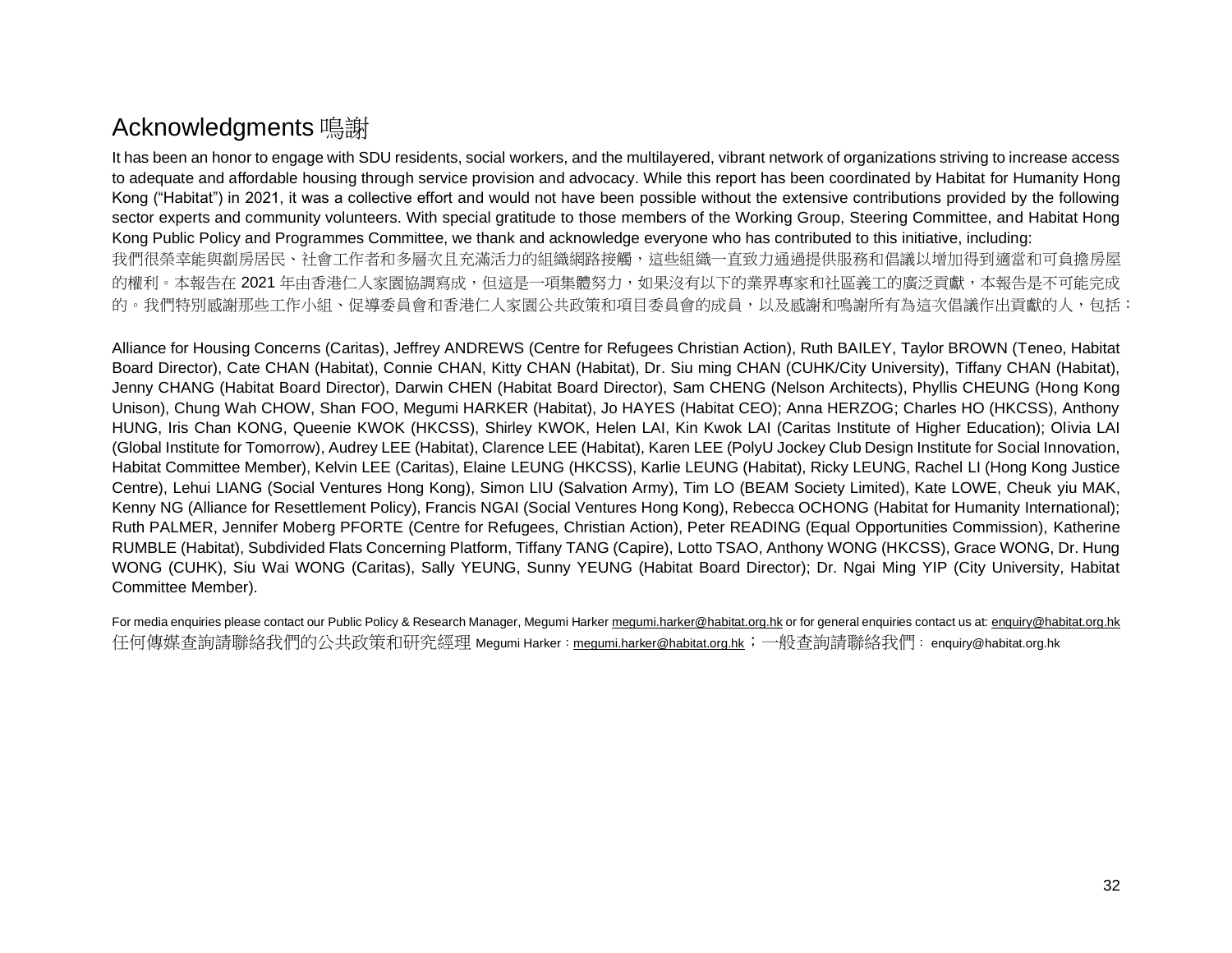# Acknowledgments 鳴謝

It has been an honor to engage with SDU residents, social workers, and the multilayered, vibrant network of organizations striving to increase access to adequate and affordable housing through service provision and advocacy. While this report has been coordinated by Habitat for Humanity Hong Kong ("Habitat") in 2021, it was a collective effort and would not have been possible without the extensive contributions provided by the following sector experts and community volunteers. With special gratitude to those members of the Working Group, Steering Committee, and Habitat Hong Kong Public Policy and Programmes Committee, we thank and acknowledge everyone who has contributed to this initiative, including:

我們很榮幸能與劏房居民、社會工作者和多層次且充滿活力的組織網路接觸，這些組織一直致力通過提供服務和倡議以增加得到適當和可負擔房屋的權利。本報告在 2021 年由香港仁人家園協調寫成，但這是一項集體努力，如果沒有以下的業界專家和社區義工的廣泛貢獻，本報告是不可能完成的。我們特別感謝那些工作小組、促導委員會和香港仁人家園公共政策和項目委員會的成員，以及感謝和鳴謝所有為這次倡議作出貢獻的人，包括：

Alliance for Housing Concerns (Caritas), Jeffrey ANDREWS (Centre for Refugees Christian Action), Ruth BAILEY, Taylor BROWN (Teneo, Habitat Board Director), Cate CHAN (Habitat), Connie CHAN, Kitty CHAN (Habitat), Dr. Siu ming CHAN (CUHK/City University), Tiffany CHAN (Habitat), Jenny CHANG (Habitat Board Director), Darwin CHEN (Habitat Board Director), Sam CHENG (Nelson Architects), Phyllis CHEUNG (Hong Kong Unison), Chung Wah CHOW, Shan FOO, Megumi HARKER (Habitat), Jo HAYES (Habitat CEO); Anna HERZOG; Charles HO (HKCSS), Anthony HUNG, Iris Chan KONG, Queenie KWOK (HKCSS), Shirley KWOK, Helen LAI, Kin Kwok LAI (Caritas Institute of Higher Education); Olivia LAI (Global Institute for Tomorrow), Audrey LEE (Habitat), Clarence LEE (Habitat), Karen LEE (PolyU Jockey Club Design Institute for Social Innovation, Habitat Committee Member), Kelvin LEE (Caritas), Elaine LEUNG (HKCSS), Karlie LEUNG (Habitat), Ricky LEUNG, Rachel LI (Hong Kong Justice Centre), Lehui LIANG (Social Ventures Hong Kong), Simon LIU (Salvation Army), Tim LO (BEAM Society Limited), Kate LOWE, Cheuk yiu MAK, Kenny NG (Alliance for Resettlement Policy), Francis NGAI (Social Ventures Hong Kong), Rebecca OCHONG (Habitat for Humanity International); Ruth PALMER, Jennifer Moberg PFORTE (Centre for Refugees, Christian Action), Peter READING (Equal Opportunities Commission), Katherine RUMBLE (Habitat), Subdivided Flats Concerning Platform, Tiffany TANG (Capire), Lotto TSAO, Anthony WONG (HKCSS), Grace WONG, Dr. Hung WONG (CUHK), Siu Wai WONG (Caritas), Sally YEUNG, Sunny YEUNG (Habitat Board Director); Dr. Ngai Ming YIP (City University, Habitat Committee Member).

For media enquiries please contact our Public Policy & Research Manager, Megumi Harker megumi.harker@habitat.org.hk or for general enquiries contact us at: enquiry@habitat.org.hk

任何傳媒查詢請聯絡我們的公共政策和研究經理 Megumi Harker：megumi.harker@habitat.org.hk；一般查詢請聯絡我們： enquiry@habitat.org.hk